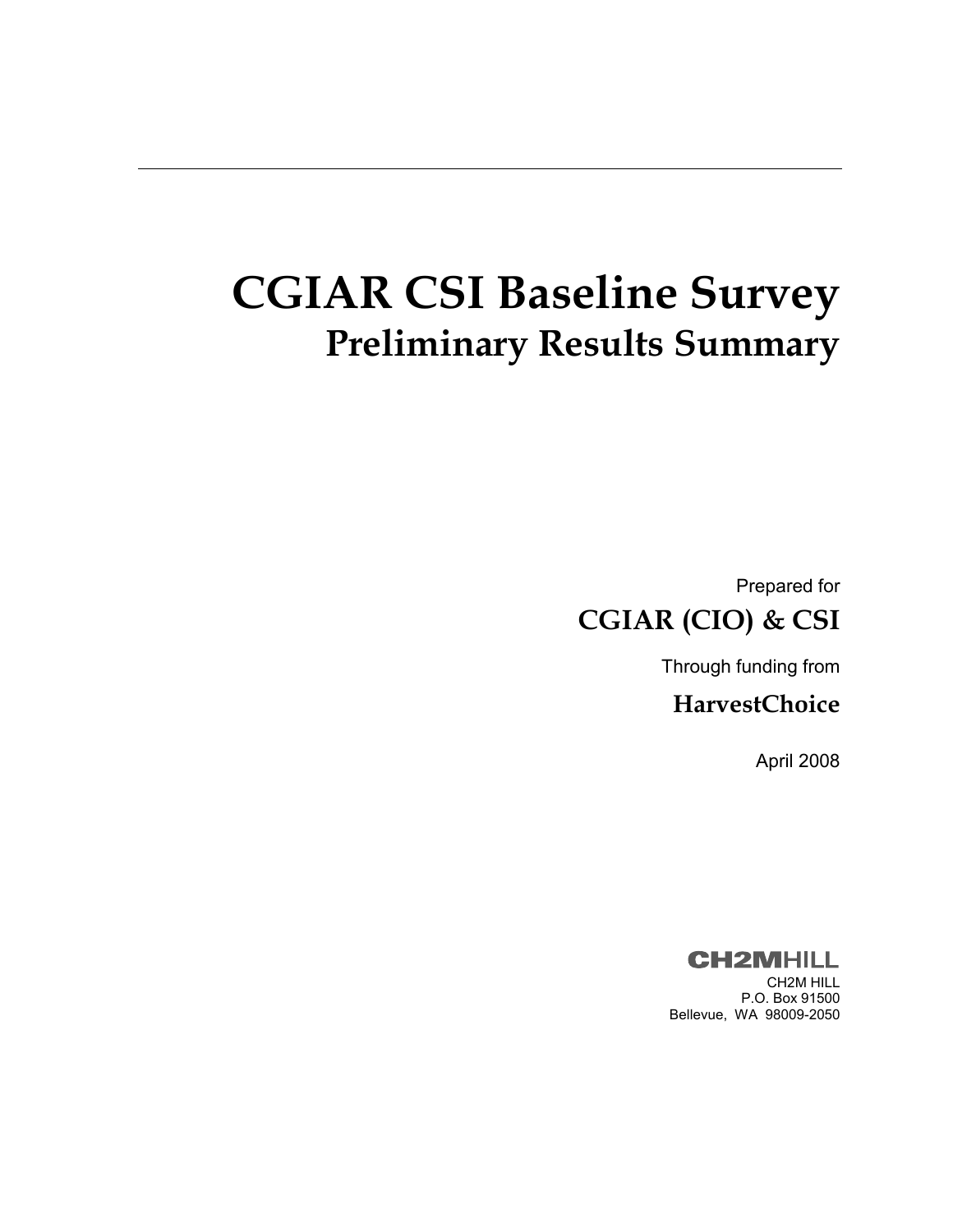# CGIAR CSI Baseline Survey

## Preliminary Results Summary

Prepared for

**CGIAR (CIO) & CSI**

Through funding from

**HarvestChoice**

April 2008

CH2MHILL

CH2M HILL
P.O. Box 91500
Bellevue, WA 98009-2050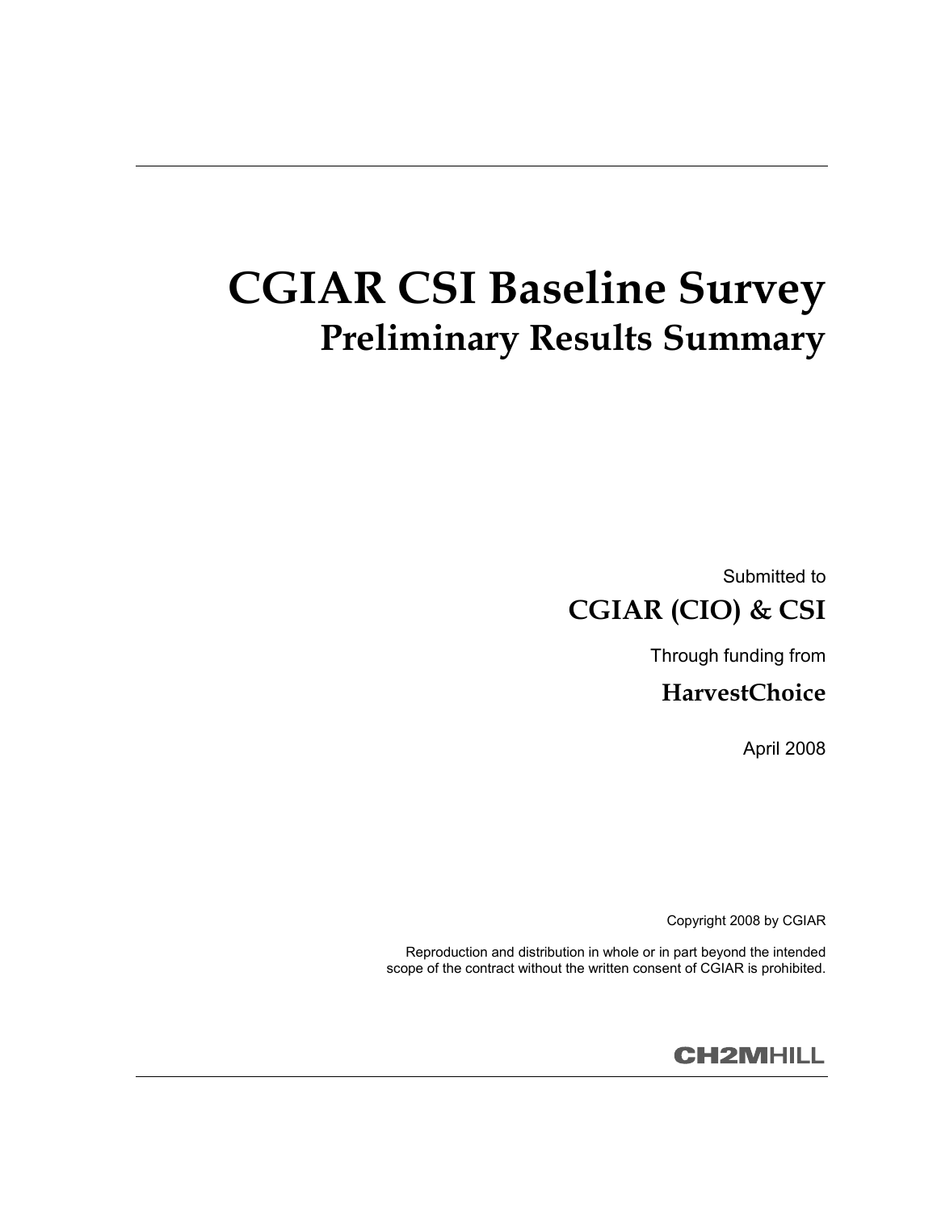# CGIAR CSI Baseline Survey

## Preliminary Results Summary

Submitted to

**CGIAR (CIO) & CSI**

Through funding from

**HarvestChoice**

April 2008

Copyright 2008 by CGIAR

Reproduction and distribution in whole or in part beyond the intended scope of the contract without the written consent of CGIAR is prohibited.

CH2MHILL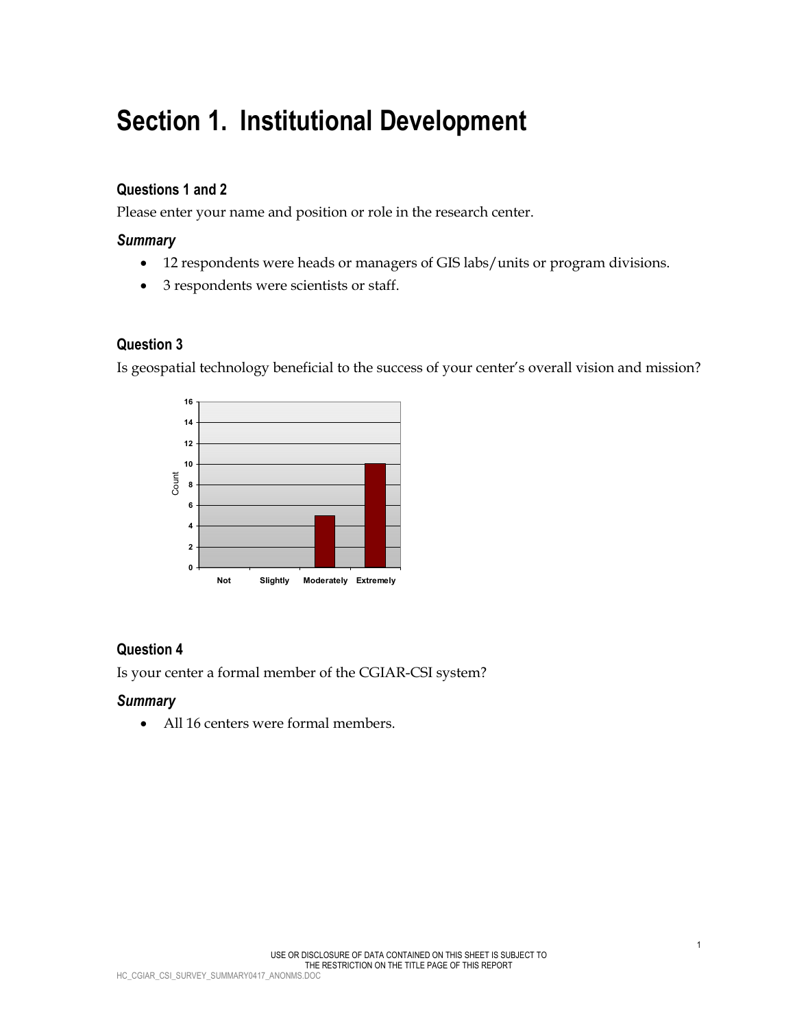# Section 1. Institutional Development

### Questions 1 and 2

Please enter your name and position or role in the research center.

#### *Summary*

- 12 respondents were heads or managers of GIS labs/units or program divisions.
- 3 respondents were scientists or staff.

### Question 3

Is geospatial technology beneficial to the success of your center's overall vision and mission?

| Response | Count |
|---|---|
| Not | 0 |
| Slightly | 0 |
| Moderately | 5 |
| Extremely | 10 |

### Question 4

Is your center a formal member of the CGIAR-CSI system?

#### *Summary*

- All 16 centers were formal members.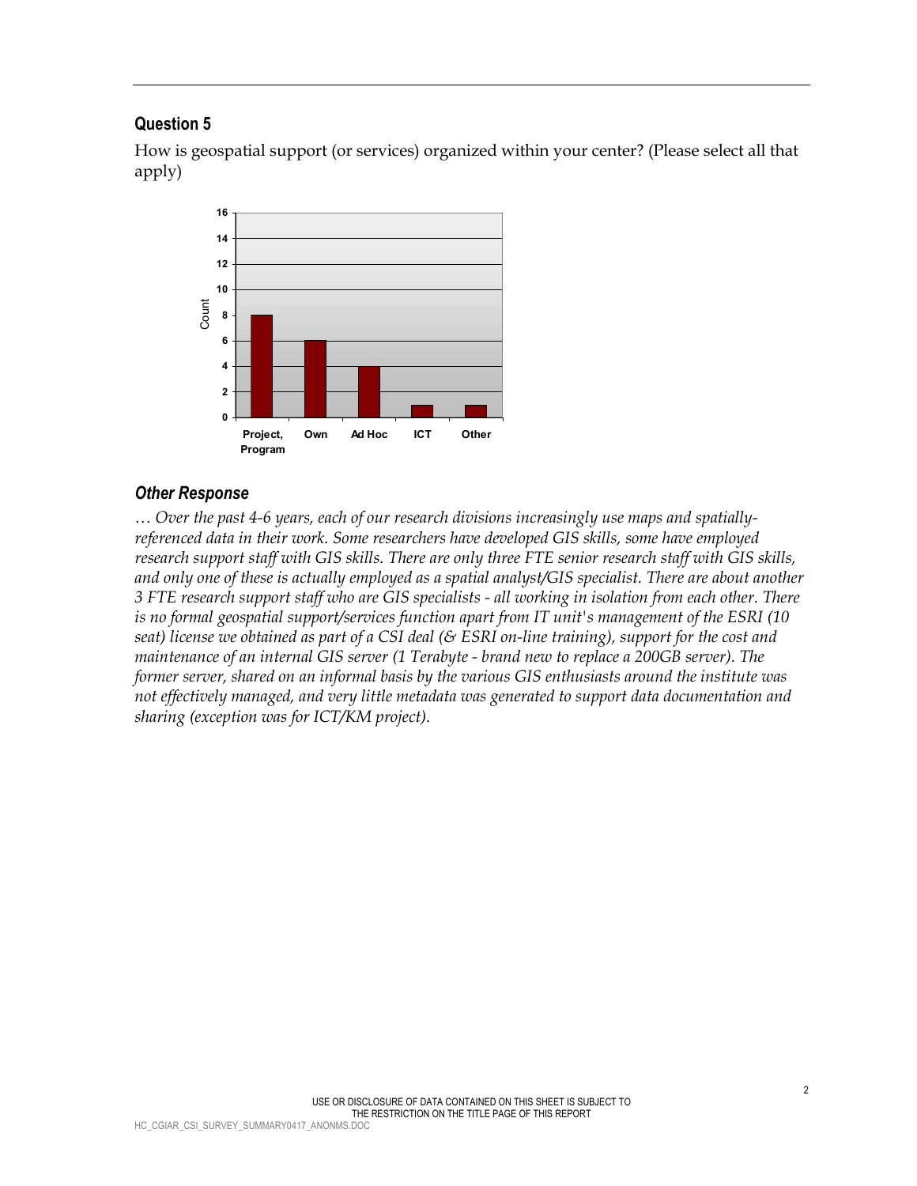## Question 5

How is geospatial support (or services) organized within your center? (Please select all that apply)

| | Count |
|---|---|
| Project, Program | 8 |
| Own | 6 |
| Ad Hoc | 4 |
| ICT | 1 |
| Other | 1 |

### *Other Response*

*… Over the past 4-6 years, each of our research divisions increasingly use maps and spatially-referenced data in their work. Some researchers have developed GIS skills, some have employed research support staff with GIS skills. There are only three FTE senior research staff with GIS skills, and only one of these is actually employed as a spatial analyst/GIS specialist. There are about another 3 FTE research support staff who are GIS specialists - all working in isolation from each other. There is no formal geospatial support/services function apart from IT unit's management of the ESRI (10 seat) license we obtained as part of a CSI deal (& ESRI on-line training), support for the cost and maintenance of an internal GIS server (1 Terabyte - brand new to replace a 200GB server). The former server, shared on an informal basis by the various GIS enthusiasts around the institute was not effectively managed, and very little metadata was generated to support data documentation and sharing (exception was for ICT/KM project).*

USE OR DISCLOSURE OF DATA CONTAINED ON THIS SHEET IS SUBJECT TO THE RESTRICTION ON THE TITLE PAGE OF THIS REPORT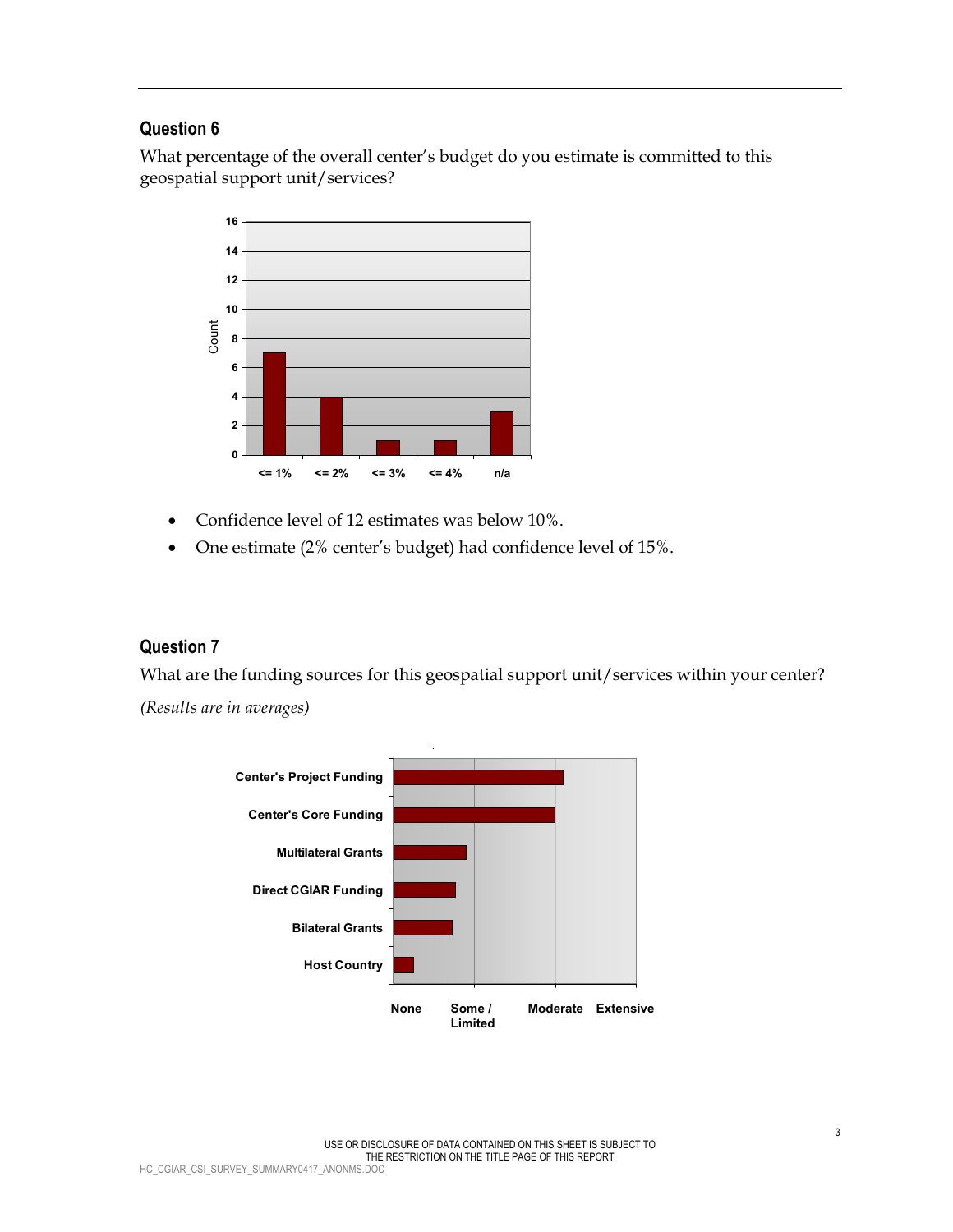## Question 6

What percentage of the overall center's budget do you estimate is committed to this geospatial support unit/services?

| Budget share | Count |
|---|---|
| <= 1% | 7 |
| <= 2% | 4 |
| <= 3% | 1 |
| <= 4% | 1 |
| n/a | 3 |

- Confidence level of 12 estimates was below 10%.
- One estimate (2% center's budget) had confidence level of 15%.

## Question 7

What are the funding sources for this geospatial support unit/services within your center?

*(Results are in averages)*

Center's Project Funding

Center's Core Funding

Multilateral Grants

Direct CGIAR Funding

Bilateral Grants

Host Country

None | Some / Limited | Moderate | Extensive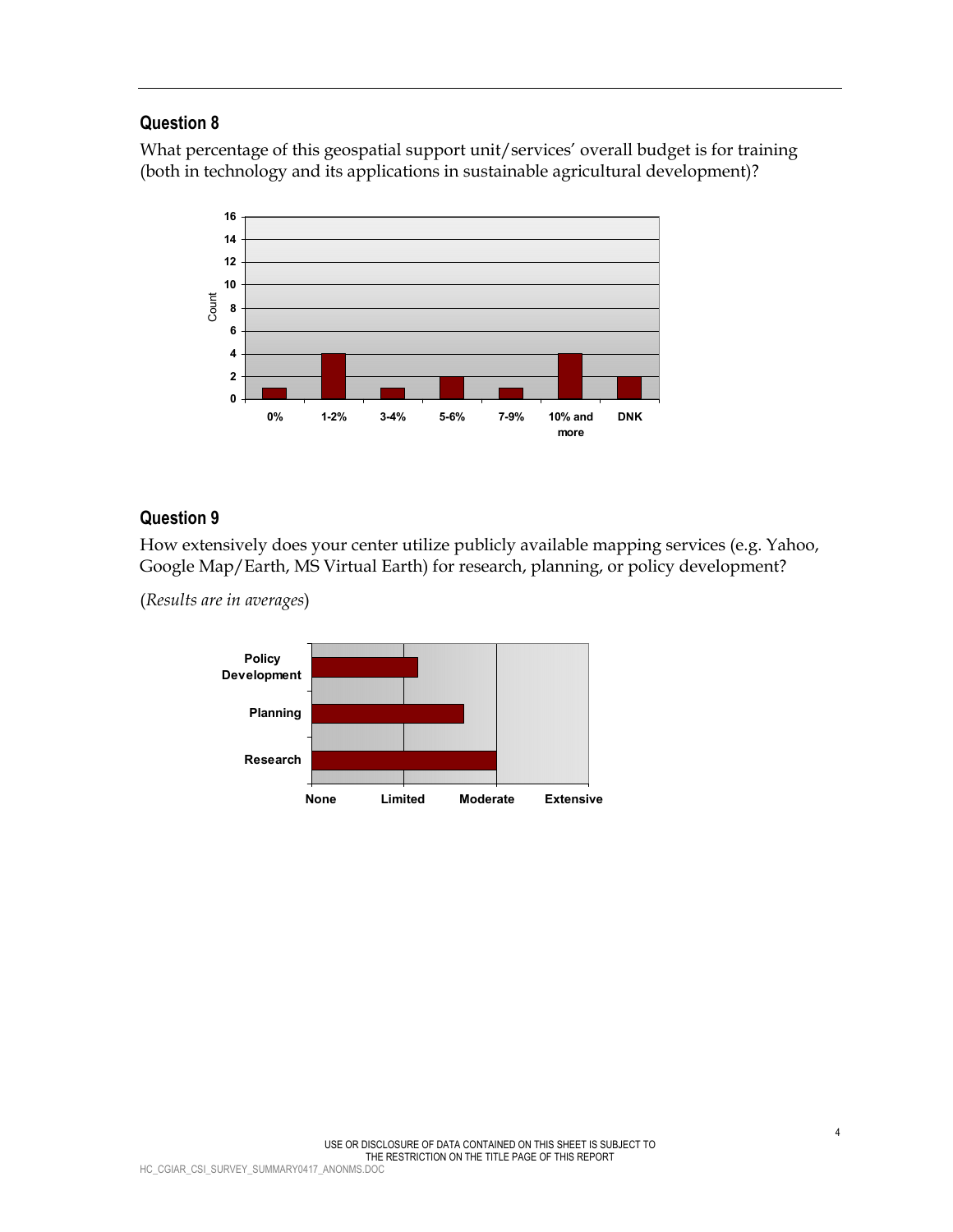## Question 8

What percentage of this geospatial support unit/services' overall budget is for training (both in technology and its applications in sustainable agricultural development)?

## Question 9

How extensively does your center utilize publicly available mapping services (e.g. Yahoo, Google Map/Earth, MS Virtual Earth) for research, planning, or policy development?

(*Results are in averages*)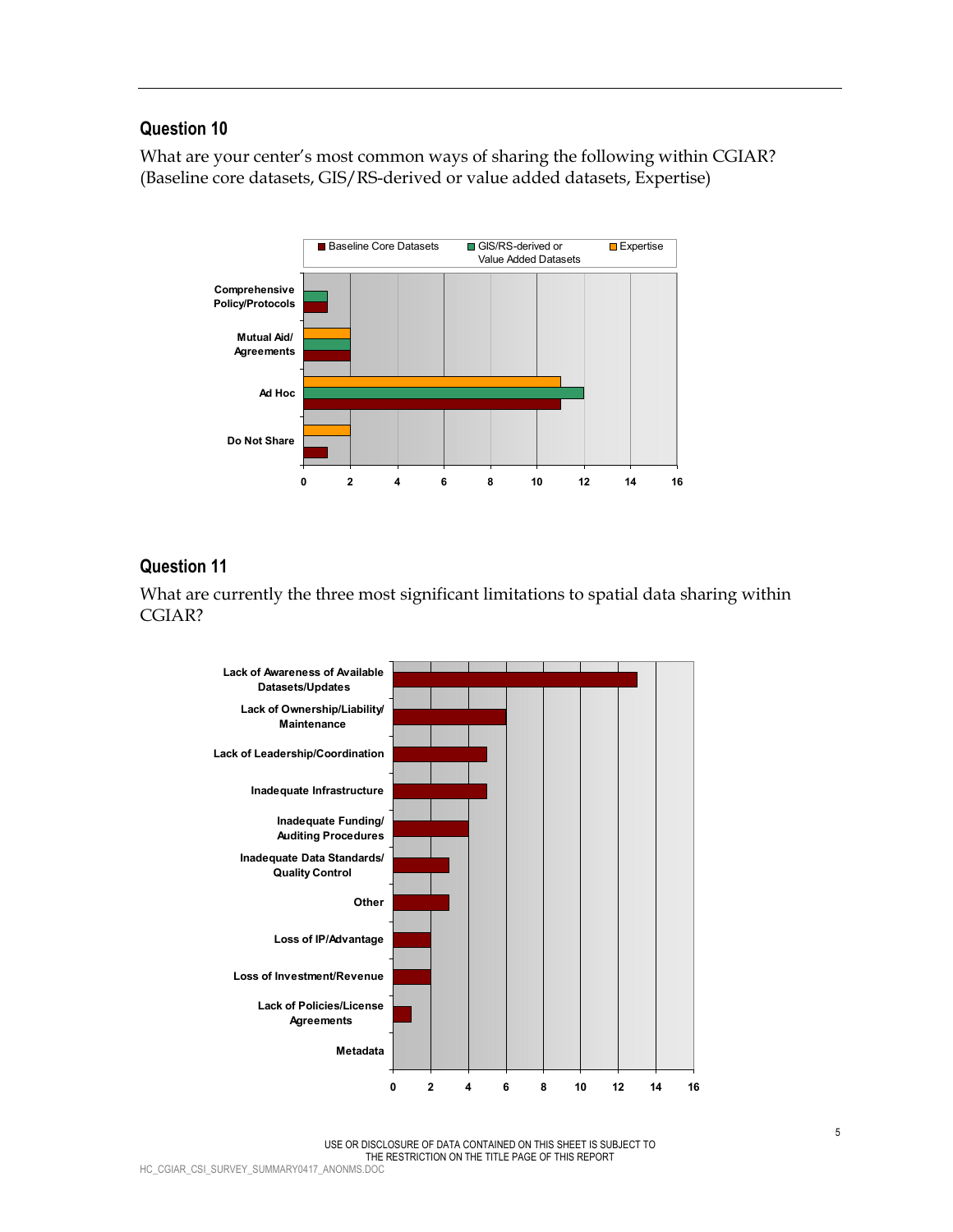## Question 10

What are your center's most common ways of sharing the following within CGIAR? (Baseline core datasets, GIS/RS-derived or value added datasets, Expertise)

## Question 11

What are currently the three most significant limitations to spatial data sharing within CGIAR?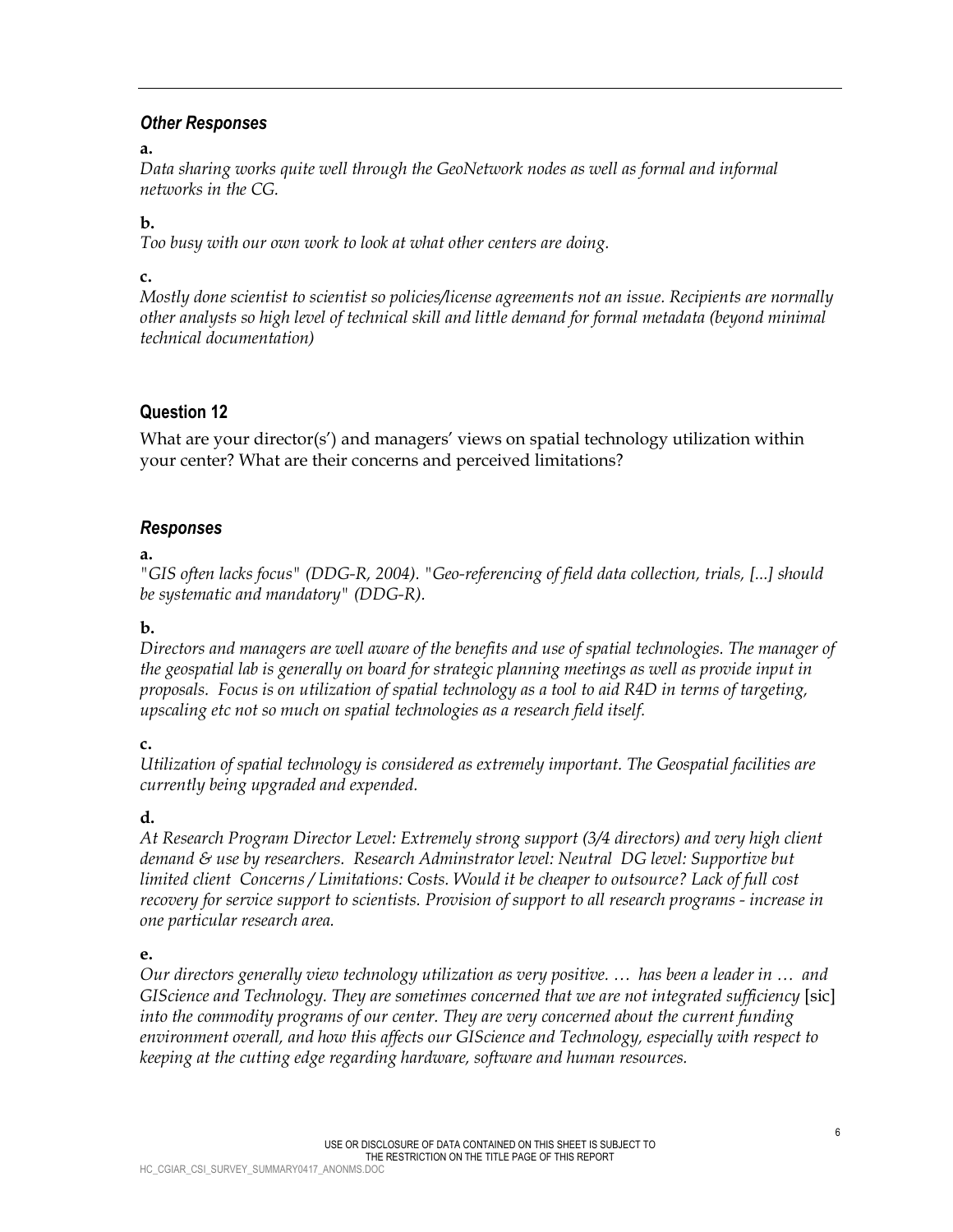### *Other Responses*

**a.**

*Data sharing works quite well through the GeoNetwork nodes as well as formal and informal networks in the CG.*

**b.**

*Too busy with our own work to look at what other centers are doing.*

**c.**

*Mostly done scientist to scientist so policies/license agreements not an issue. Recipients are normally other analysts so high level of technical skill and little demand for formal metadata (beyond minimal technical documentation)*

## Question 12

What are your director(s') and managers' views on spatial technology utilization within your center? What are their concerns and perceived limitations?

### *Responses*

**a.**

*"GIS often lacks focus" (DDG-R, 2004). "Geo-referencing of field data collection, trials, [...] should be systematic and mandatory" (DDG-R).*

**b.**

*Directors and managers are well aware of the benefits and use of spatial technologies. The manager of the geospatial lab is generally on board for strategic planning meetings as well as provide input in proposals. Focus is on utilization of spatial technology as a tool to aid R4D in terms of targeting, upscaling etc not so much on spatial technologies as a research field itself.*

**c.**

*Utilization of spatial technology is considered as extremely important. The Geospatial facilities are currently being upgraded and expended.*

**d.**

*At Research Program Director Level: Extremely strong support (3/4 directors) and very high client demand & use by researchers. Research Adminstrator level: Neutral DG level: Supportive but limited client Concerns / Limitations: Costs. Would it be cheaper to outsource? Lack of full cost recovery for service support to scientists. Provision of support to all research programs - increase in one particular research area.*

**e.**

*Our directors generally view technology utilization as very positive. … has been a leader in … and GIScience and Technology. They are sometimes concerned that we are not integrated sufficiency* [sic] *into the commodity programs of our center. They are very concerned about the current funding environment overall, and how this affects our GIScience and Technology, especially with respect to keeping at the cutting edge regarding hardware, software and human resources.*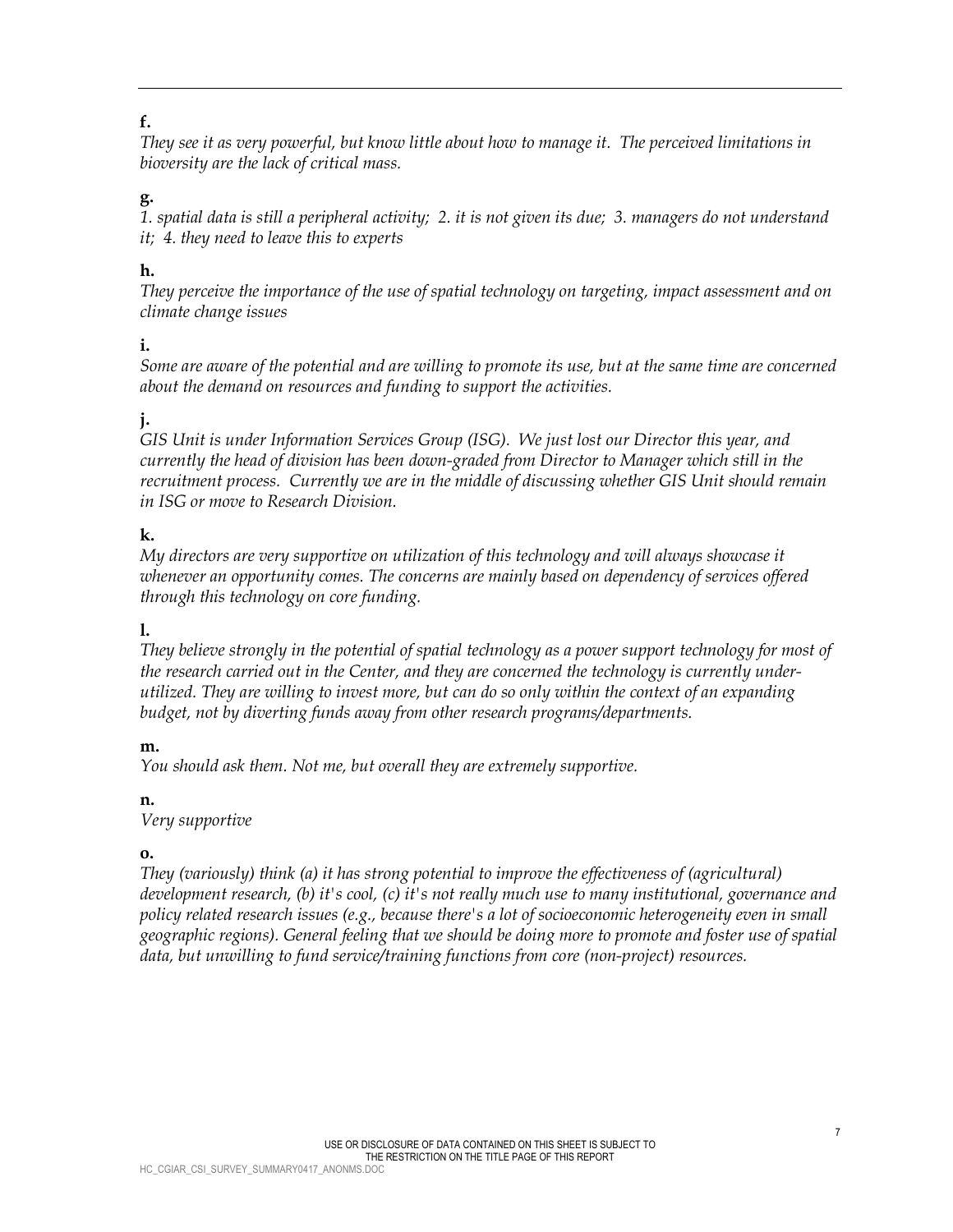**f.**

*They see it as very powerful, but know little about how to manage it. The perceived limitations in bioversity are the lack of critical mass.*

**g.**

*1. spatial data is still a peripheral activity; 2. it is not given its due; 3. managers do not understand it; 4. they need to leave this to experts*

**h.**

*They perceive the importance of the use of spatial technology on targeting, impact assessment and on climate change issues*

**i.**

*Some are aware of the potential and are willing to promote its use, but at the same time are concerned about the demand on resources and funding to support the activities.*

**j.**

*GIS Unit is under Information Services Group (ISG). We just lost our Director this year, and currently the head of division has been down-graded from Director to Manager which still in the recruitment process. Currently we are in the middle of discussing whether GIS Unit should remain in ISG or move to Research Division.*

**k.**

*My directors are very supportive on utilization of this technology and will always showcase it whenever an opportunity comes. The concerns are mainly based on dependency of services offered through this technology on core funding.*

**l.**

*They believe strongly in the potential of spatial technology as a power support technology for most of the research carried out in the Center, and they are concerned the technology is currently under-utilized. They are willing to invest more, but can do so only within the context of an expanding budget, not by diverting funds away from other research programs/departments.*

**m.**

*You should ask them. Not me, but overall they are extremely supportive.*

**n.**

*Very supportive*

**o.**

*They (variously) think (a) it has strong potential to improve the effectiveness of (agricultural) development research, (b) it's cool, (c) it's not really much use to many institutional, governance and policy related research issues (e.g., because there's a lot of socioeconomic heterogeneity even in small geographic regions). General feeling that we should be doing more to promote and foster use of spatial data, but unwilling to fund service/training functions from core (non-project) resources.*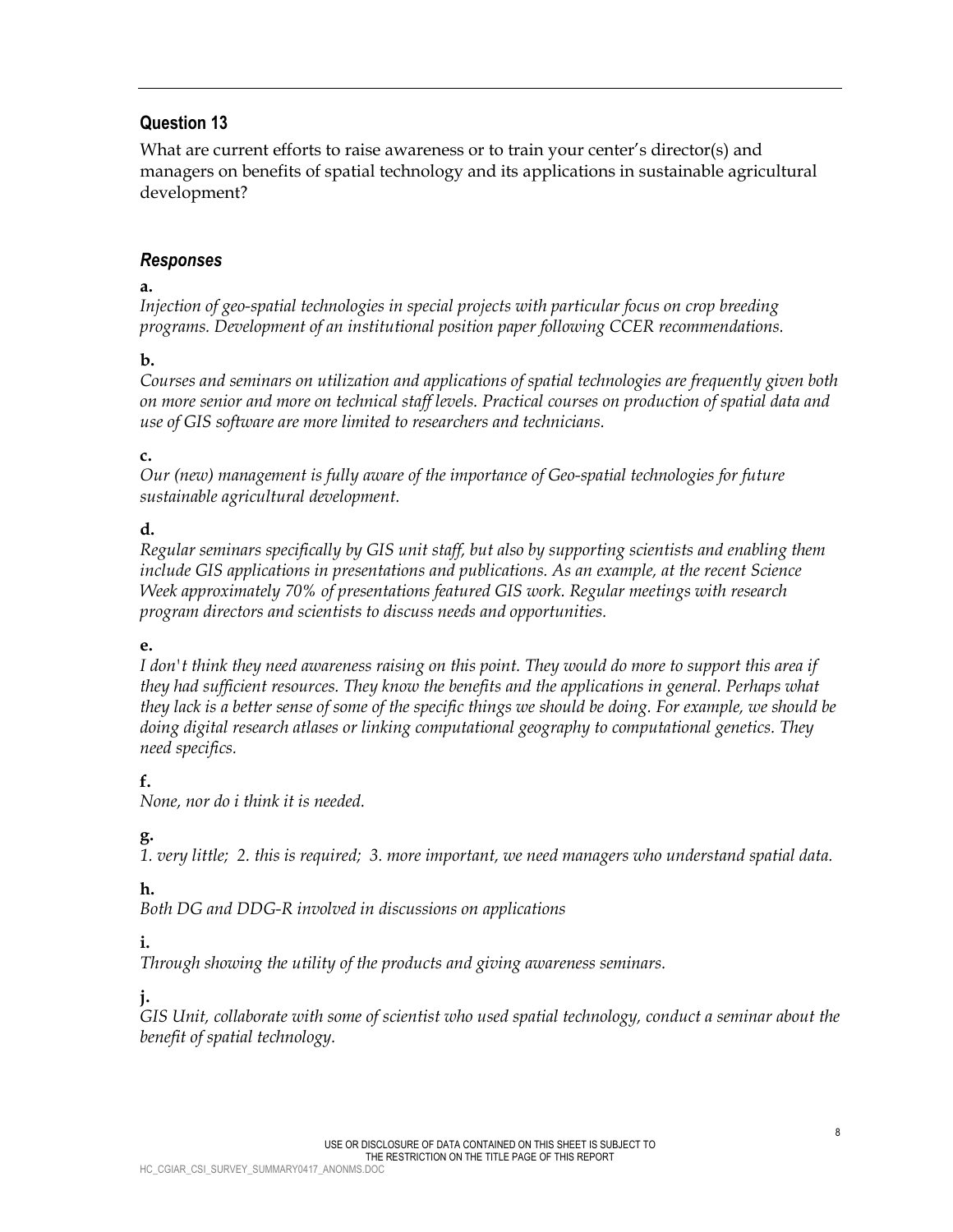## Question 13

What are current efforts to raise awareness or to train your center's director(s) and managers on benefits of spatial technology and its applications in sustainable agricultural development?

### *Responses*

**a.**

*Injection of geo-spatial technologies in special projects with particular focus on crop breeding programs. Development of an institutional position paper following CCER recommendations.*

**b.**

*Courses and seminars on utilization and applications of spatial technologies are frequently given both on more senior and more on technical staff levels. Practical courses on production of spatial data and use of GIS software are more limited to researchers and technicians.*

**c.**

*Our (new) management is fully aware of the importance of Geo-spatial technologies for future sustainable agricultural development.*

**d.**

*Regular seminars specifically by GIS unit staff, but also by supporting scientists and enabling them include GIS applications in presentations and publications. As an example, at the recent Science Week approximately 70% of presentations featured GIS work. Regular meetings with research program directors and scientists to discuss needs and opportunities.*

**e.**

*I don't think they need awareness raising on this point. They would do more to support this area if they had sufficient resources. They know the benefits and the applications in general. Perhaps what they lack is a better sense of some of the specific things we should be doing. For example, we should be doing digital research atlases or linking computational geography to computational genetics. They need specifics.*

**f.**

*None, nor do i think it is needed.*

**g.**

*1. very little; 2. this is required; 3. more important, we need managers who understand spatial data.*

**h.**

*Both DG and DDG-R involved in discussions on applications*

**i.**

*Through showing the utility of the products and giving awareness seminars.*

**j.**

*GIS Unit, collaborate with some of scientist who used spatial technology, conduct a seminar about the benefit of spatial technology.*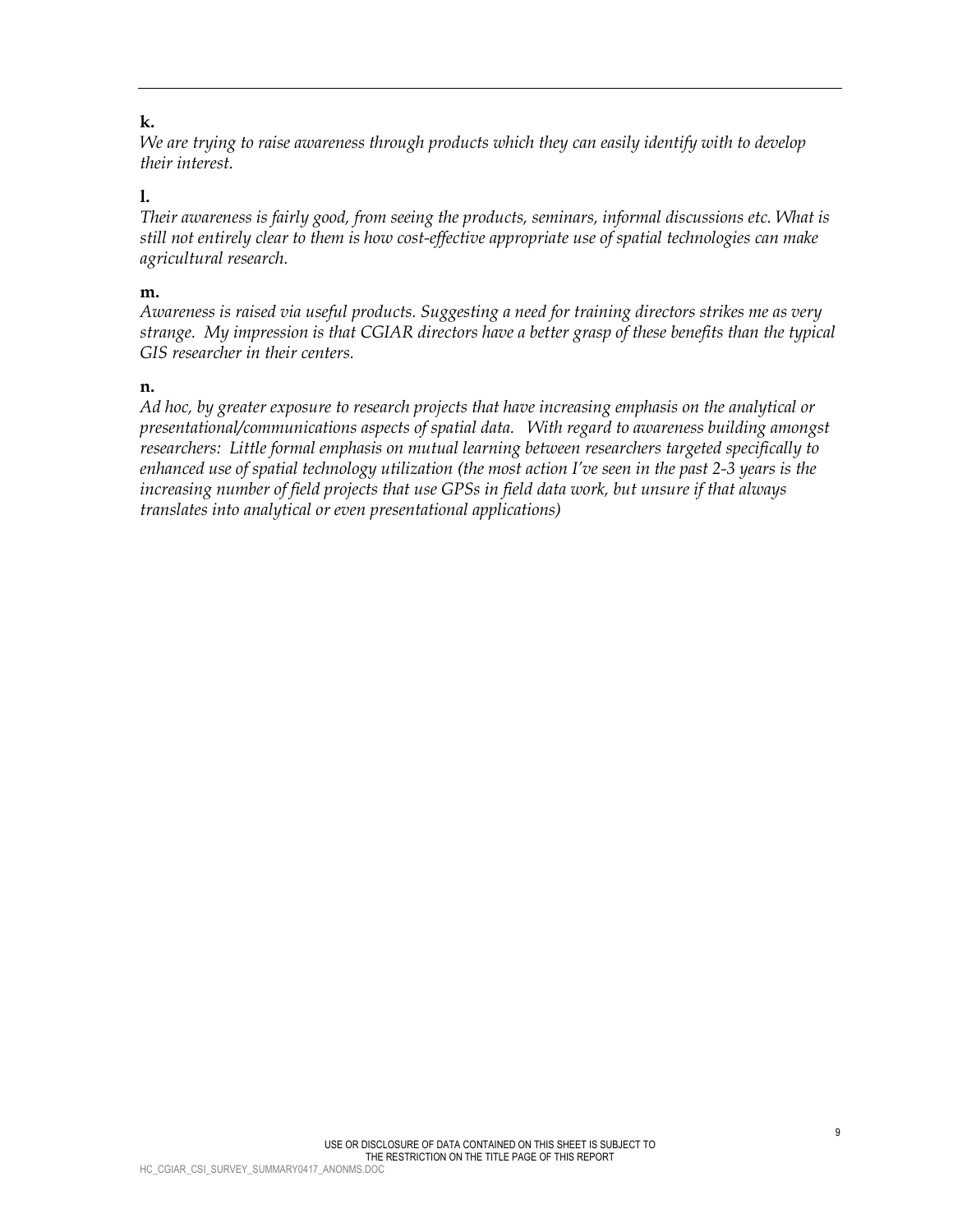**k.**

*We are trying to raise awareness through products which they can easily identify with to develop their interest.*

**l.**

*Their awareness is fairly good, from seeing the products, seminars, informal discussions etc. What is still not entirely clear to them is how cost-effective appropriate use of spatial technologies can make agricultural research.*

**m.**

*Awareness is raised via useful products. Suggesting a need for training directors strikes me as very strange. My impression is that CGIAR directors have a better grasp of these benefits than the typical GIS researcher in their centers.*

**n.**

*Ad hoc, by greater exposure to research projects that have increasing emphasis on the analytical or presentational/communications aspects of spatial data. With regard to awareness building amongst researchers: Little formal emphasis on mutual learning between researchers targeted specifically to enhanced use of spatial technology utilization (the most action I've seen in the past 2-3 years is the increasing number of field projects that use GPSs in field data work, but unsure if that always translates into analytical or even presentational applications)*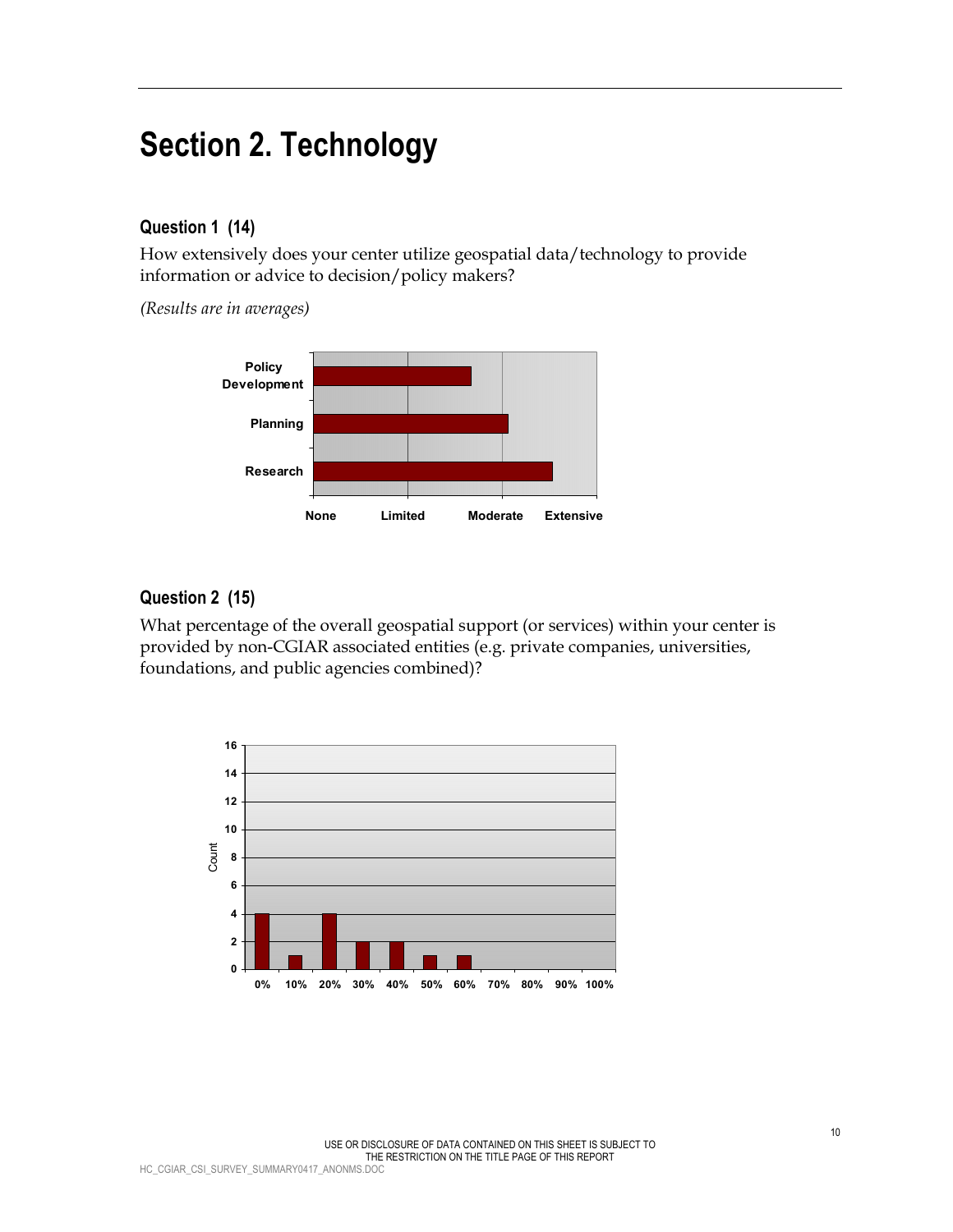# Section 2. Technology

### Question 1 (14)

How extensively does your center utilize geospatial data/technology to provide information or advice to decision/policy makers?

*(Results are in averages)*

### Question 2 (15)

What percentage of the overall geospatial support (or services) within your center is provided by non-CGIAR associated entities (e.g. private companies, universities, foundations, and public agencies combined)?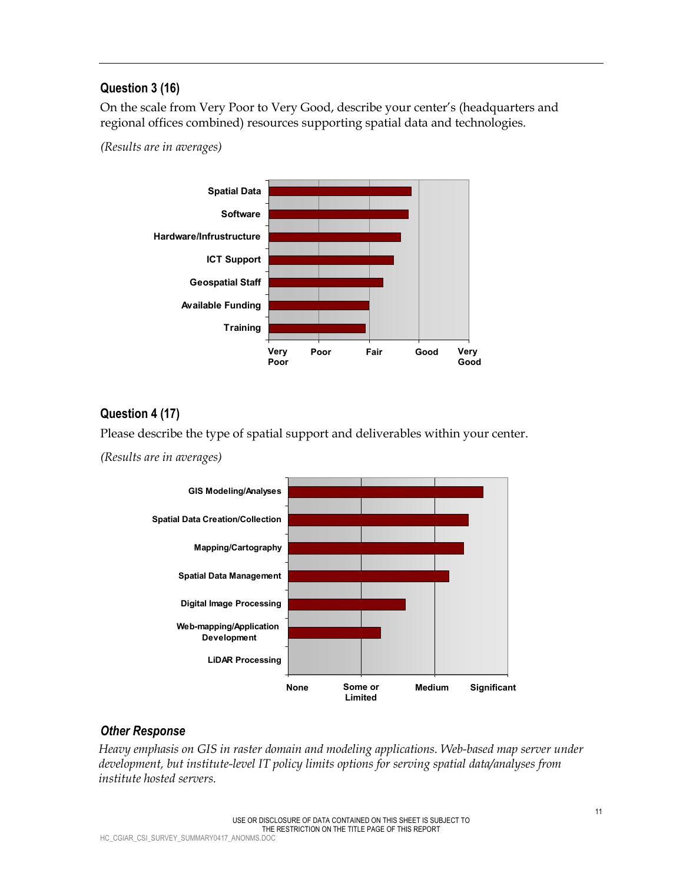## Question 3 (16)

On the scale from Very Poor to Very Good, describe your center's (headquarters and regional offices combined) resources supporting spatial data and technologies.

*(Results are in averages)*

Spatial Data
Software
Hardware/Infrustructure
ICT Support
Geospatial Staff
Available Funding
Training

Very Poor | Poor | Fair | Good | Very Good

## Question 4 (17)

Please describe the type of spatial support and deliverables within your center.

*(Results are in averages)*

GIS Modeling/Analyses
Spatial Data Creation/Collection
Mapping/Cartography
Spatial Data Management
Digital Image Processing
Web-mapping/Application Development
LiDAR Processing

None | Some or Limited | Medium | Significant

### *Other Response*

*Heavy emphasis on GIS in raster domain and modeling applications. Web-based map server under development, but institute-level IT policy limits options for serving spatial data/analyses from institute hosted servers.*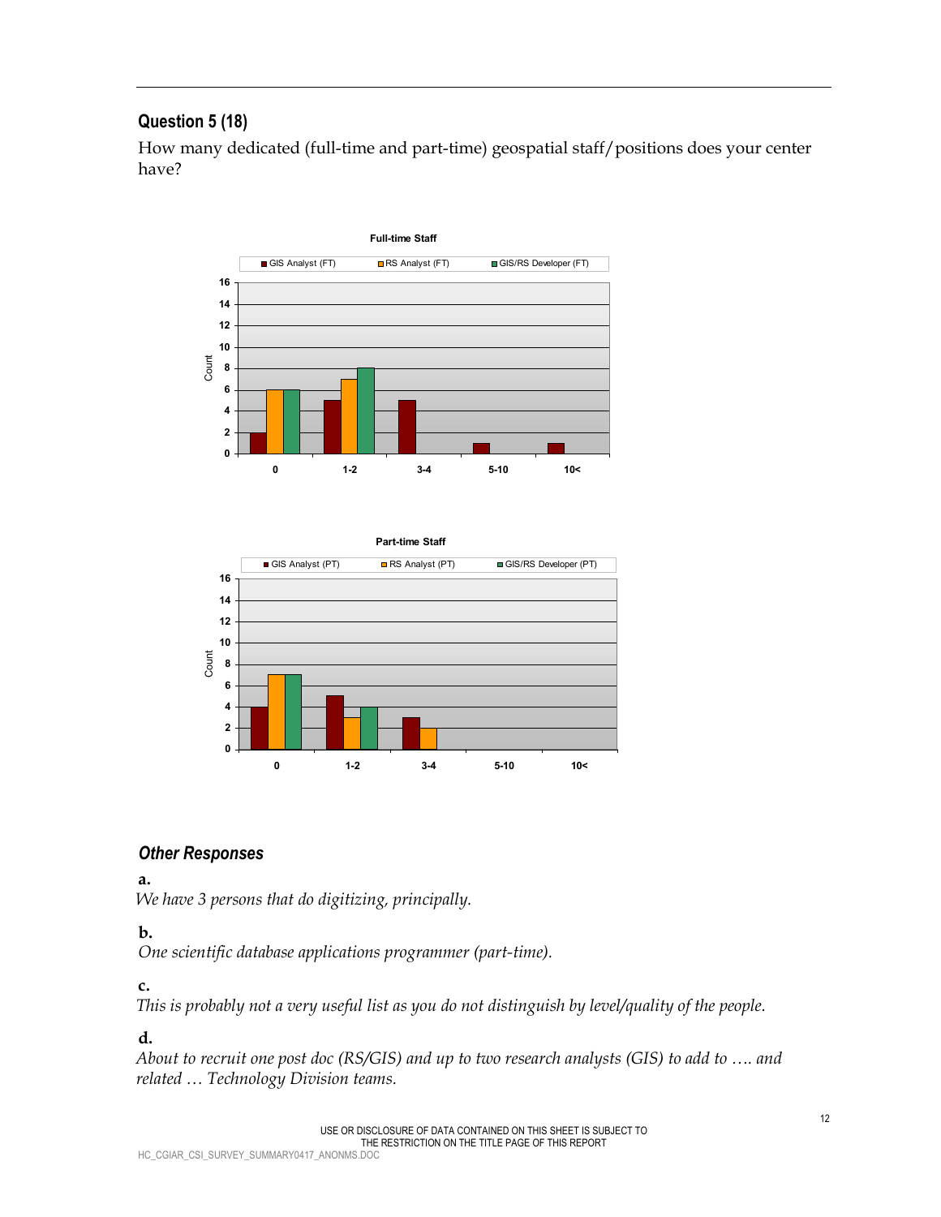## Question 5 (18)

How many dedicated (full-time and part-time) geospatial staff/positions does your center have?

**Full-time Staff**

| Count | GIS Analyst (FT) | RS Analyst (FT) | GIS/RS Developer (FT) |
|---|---|---|---|
| 0 | 2 | 6 | 6 |
| 1-2 | 5 | 7 | 8 |
| 3-4 | 5 | | |
| 5-10 | 1 | | |
| 10< | 1 | | |

**Part-time Staff**

| Count | GIS Analyst (PT) | RS Analyst (PT) | GIS/RS Developer (PT) |
|---|---|---|---|
| 0 | 4 | 7 | 7 |
| 1-2 | 5 | 3 | 4 |
| 3-4 | 3 | 2 | |
| 5-10 | | | |
| 10< | | | |

### *Other Responses*

**a.**

*We have 3 persons that do digitizing, principally.*

**b.**

*One scientific database applications programmer (part-time).*

**c.**

*This is probably not a very useful list as you do not distinguish by level/quality of the people.*

**d.**

*About to recruit one post doc (RS/GIS) and up to two research analysts (GIS) to add to …. and related … Technology Division teams.*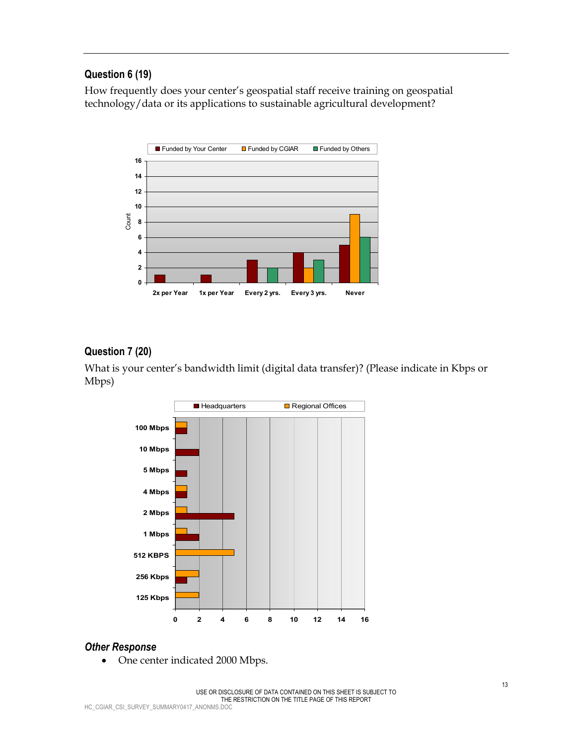### Question 6 (19)

How frequently does your center's geospatial staff receive training on geospatial technology/data or its applications to sustainable agricultural development?

| | Funded by Your Center | Funded by CGIAR | Funded by Others |
|---|---|---|---|
| 2x per Year | 1 | | |
| 1x per Year | 1 | | |
| Every 2 yrs. | 3 | | 2 |
| Every 3 yrs. | 4 | 2 | 3 |
| Never | 5 | 9 | 6 |

### Question 7 (20)

What is your center's bandwidth limit (digital data transfer)? (Please indicate in Kbps or Mbps)

| | Headquarters | Regional Offices |
|---|---|---|
| 100 Mbps | 1 | 1 |
| 10 Mbps | 2 | |
| 5 Mbps | 1 | |
| 4 Mbps | 1 | 1 |
| 2 Mbps | 5 | 1 |
| 1 Mbps | 2 | 1 |
| 512 KBPS | | 5 |
| 256 Kbps | 1 | 2 |
| 125 Kbps | | 2 |

### *Other Response*

- One center indicated 2000 Mbps.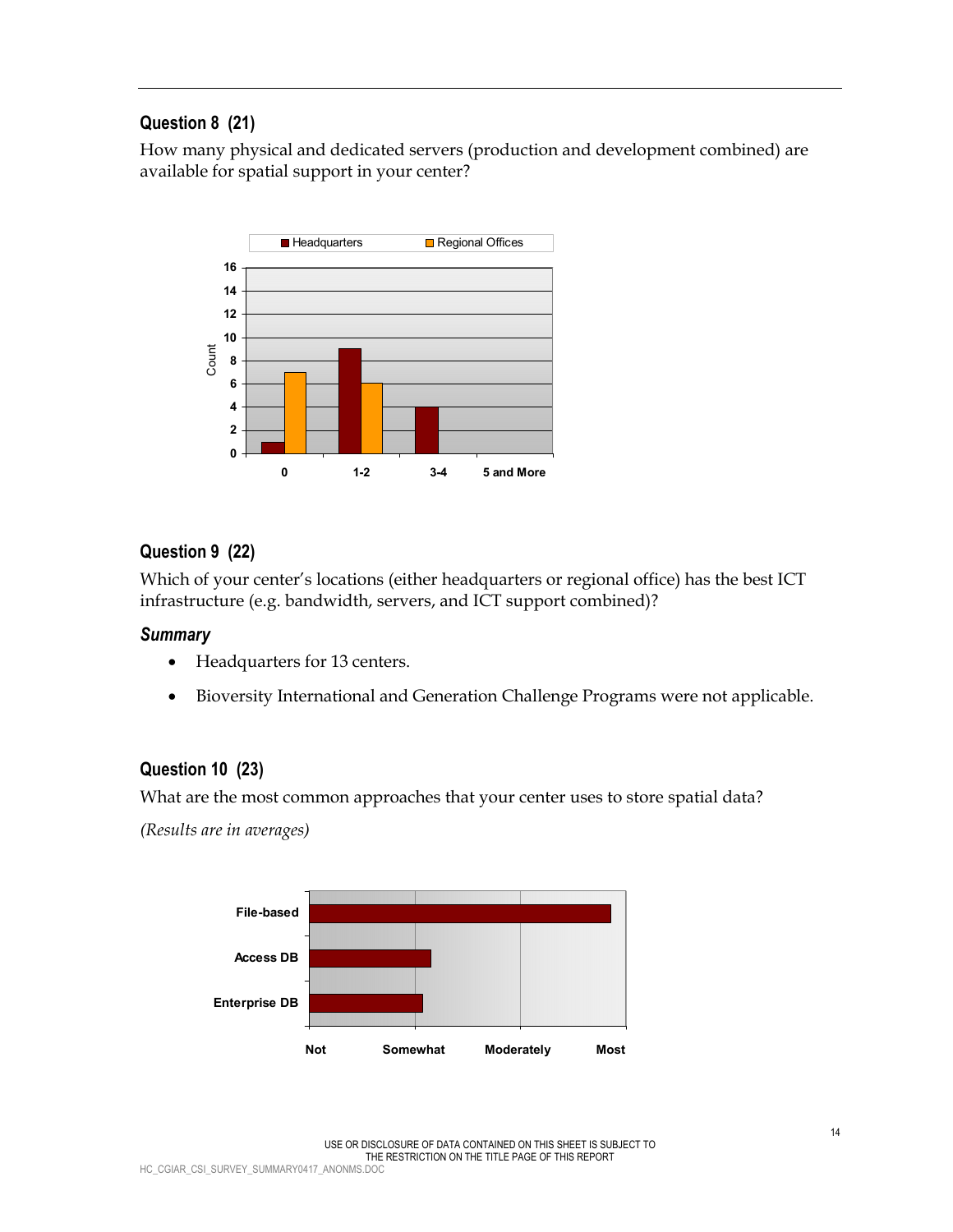## Question 8 (21)

How many physical and dedicated servers (production and development combined) are available for spatial support in your center?

## Question 9 (22)

Which of your center's locations (either headquarters or regional office) has the best ICT infrastructure (e.g. bandwidth, servers, and ICT support combined)?

### Summary

- Headquarters for 13 centers.
- Bioversity International and Generation Challenge Programs were not applicable.

## Question 10 (23)

What are the most common approaches that your center uses to store spatial data?

*(Results are in averages)*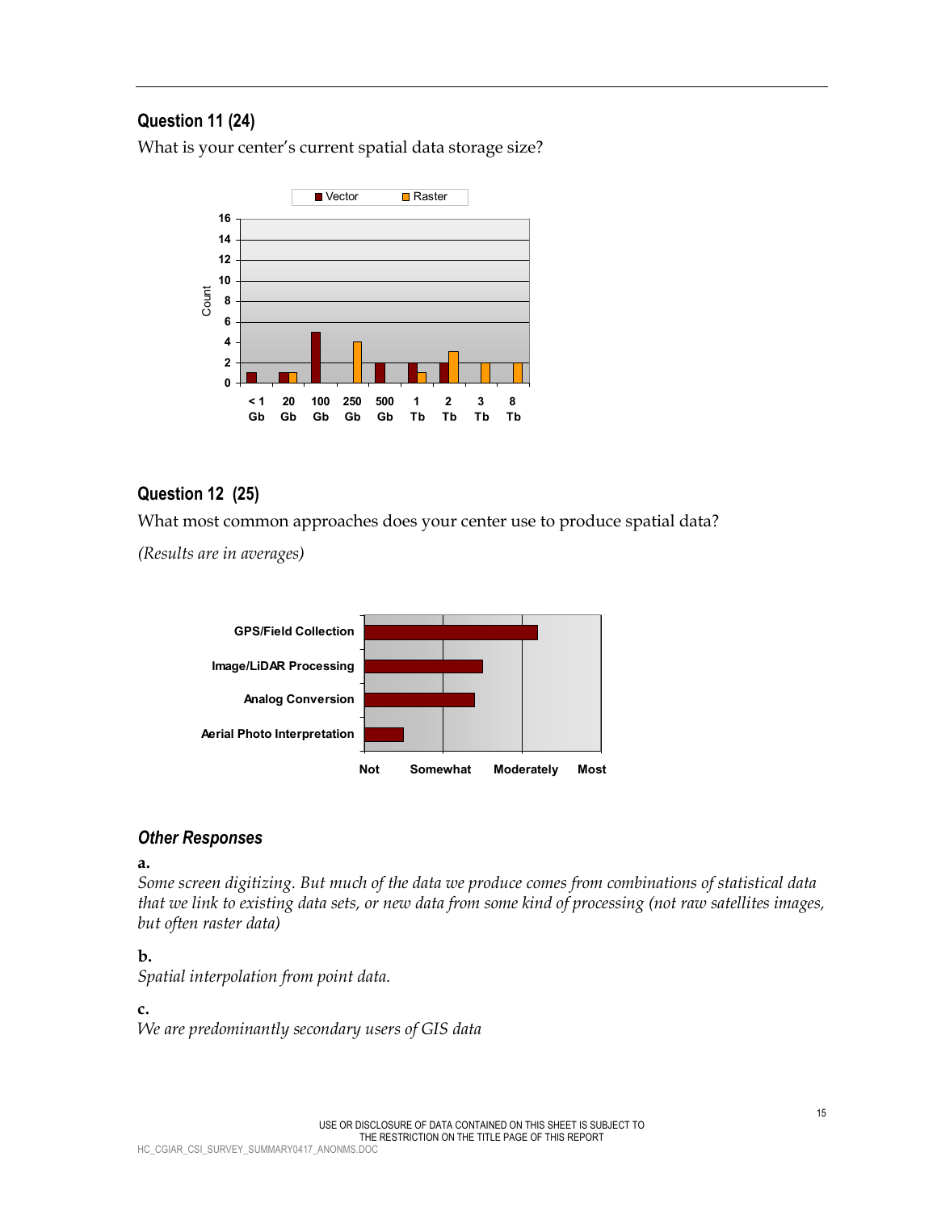## Question 11 (24)

What is your center's current spatial data storage size?

## Question 12 (25)

What most common approaches does your center use to produce spatial data?

*(Results are in averages)*

### *Other Responses*

**a.**

*Some screen digitizing. But much of the data we produce comes from combinations of statistical data that we link to existing data sets, or new data from some kind of processing (not raw satellites images, but often raster data)*

**b.**

*Spatial interpolation from point data.*

**c.**

*We are predominantly secondary users of GIS data*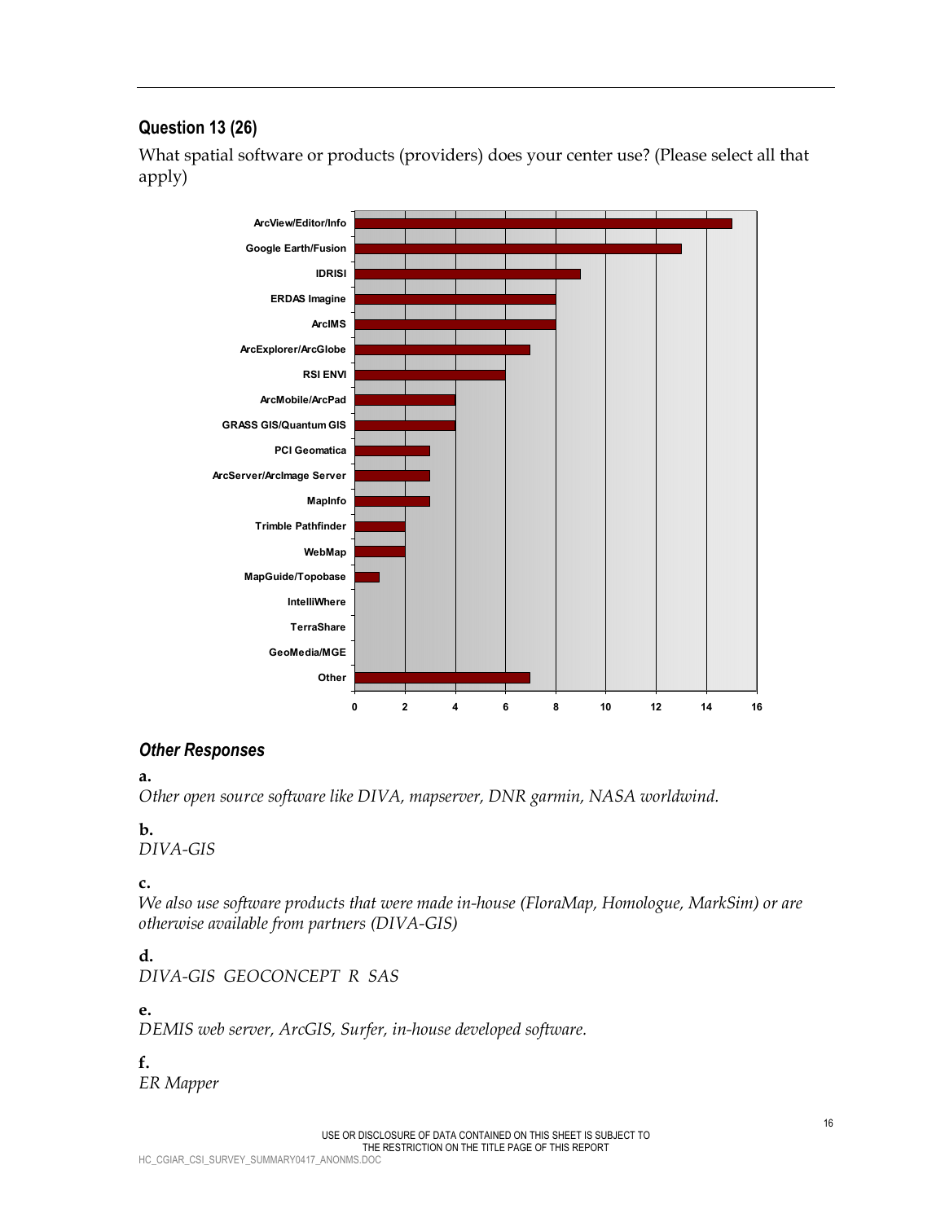## Question 13 (26)

What spatial software or products (providers) does your center use? (Please select all that apply)

| Software/Product | Responses |
|---|---|
| ArcView/Editor/Info | 15 |
| Google Earth/Fusion | 13 |
| IDRISI | 9 |
| ERDAS Imagine | 8 |
| ArcIMS | 8 |
| ArcExplorer/ArcGlobe | 7 |
| RSI ENVI | 6 |
| ArcMobile/ArcPad | 4 |
| GRASS GIS/Quantum GIS | 4 |
| PCI Geomatica | 3 |
| ArcServer/ArcImage Server | 3 |
| MapInfo | 3 |
| Trimble Pathfinder | 2 |
| WebMap | 2 |
| MapGuide/Topobase | 1 |
| IntelliWhere | 0 |
| TerraShare | 0 |
| GeoMedia/MGE | 0 |
| Other | 7 |

### *Other Responses*

**a.**
*Other open source software like DIVA, mapserver, DNR garmin, NASA worldwind.*

**b.**
*DIVA-GIS*

**c.**
*We also use software products that were made in-house (FloraMap, Homologue, MarkSim) or are otherwise available from partners (DIVA-GIS)*

**d.**
*DIVA-GIS GEOCONCEPT R SAS*

**e.**
*DEMIS web server, ArcGIS, Surfer, in-house developed software.*

**f.**
*ER Mapper*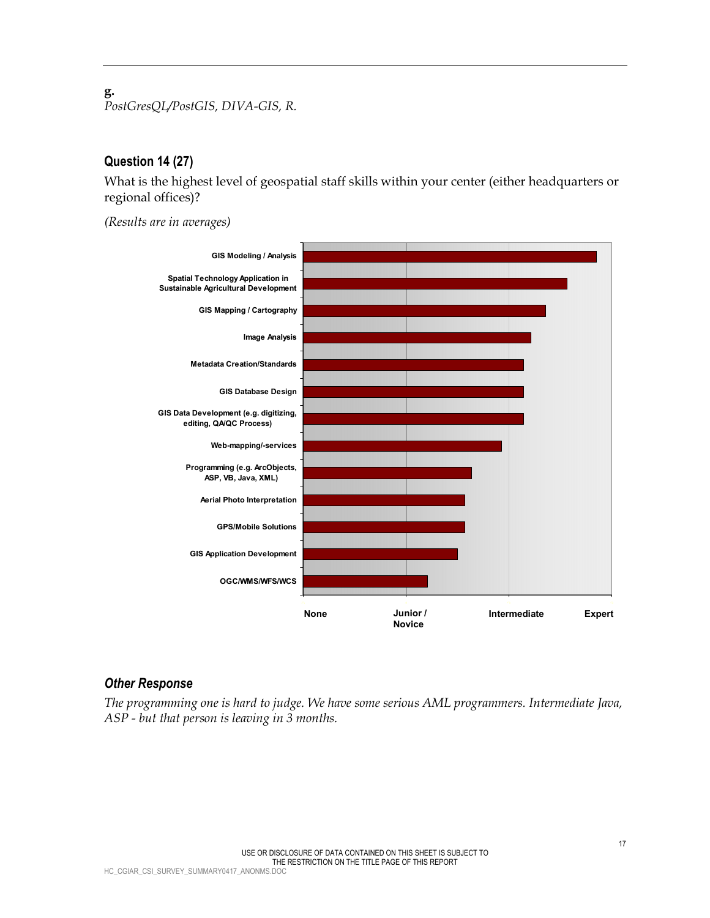**g.**
*PostGresQL/PostGIS, DIVA-GIS, R.*

### Question 14 (27)

What is the highest level of geospatial staff skills within your center (either headquarters or regional offices)?

*(Results are in averages)*

GIS Modeling / Analysis

Spatial Technology Application in Sustainable Agricultural Development

GIS Mapping / Cartography

Image Analysis

Metadata Creation/Standards

GIS Database Design

GIS Data Development (e.g. digitizing, editing, QA/QC Process)

Web-mapping/-services

Programming (e.g. ArcObjects, ASP, VB, Java, XML)

Aerial Photo Interpretation

GPS/Mobile Solutions

GIS Application Development

OGC/WMS/WFS/WCS

None | Junior / Novice | Intermediate | Expert

#### *Other Response*

*The programming one is hard to judge. We have some serious AML programmers. Intermediate Java, ASP - but that person is leaving in 3 months.*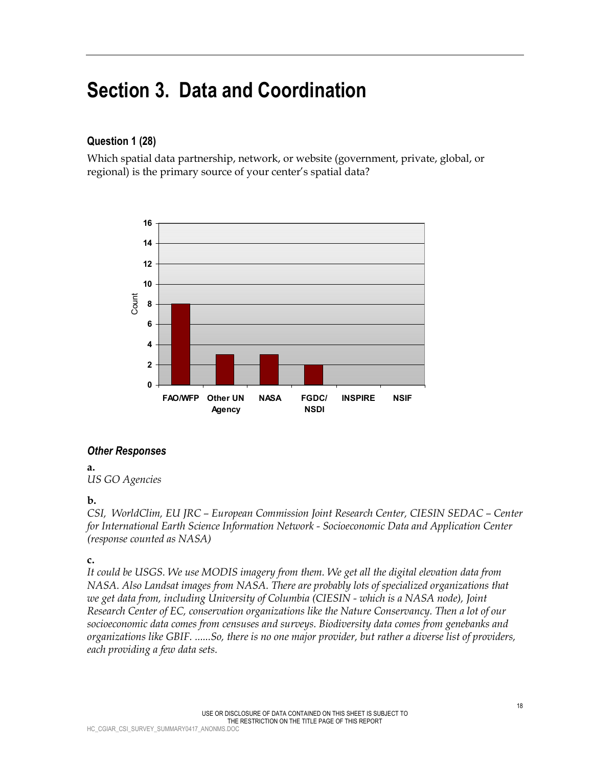# Section 3. Data and Coordination

### Question 1 (28)

Which spatial data partnership, network, or website (government, private, global, or regional) is the primary source of your center's spatial data?

| | Count |
|---|---|
| FAO/WFP | 8 |
| Other UN Agency | 3 |
| NASA | 3 |
| FGDC/ NSDI | 2 |
| INSPIRE | 0 |
| NSIF | 0 |

### *Other Responses*

**a.**
*US GO Agencies*

**b.**
*CSI, WorldClim, EU JRC – European Commission Joint Research Center, CIESIN SEDAC – Center for International Earth Science Information Network - Socioeconomic Data and Application Center (response counted as NASA)*

**c.**
*It could be USGS. We use MODIS imagery from them. We get all the digital elevation data from NASA. Also Landsat images from NASA. There are probably lots of specialized organizations that we get data from, including University of Columbia (CIESIN - which is a NASA node), Joint Research Center of EC, conservation organizations like the Nature Conservancy. Then a lot of our socioeconomic data comes from censuses and surveys. Biodiversity data comes from genebanks and organizations like GBIF. ......So, there is no one major provider, but rather a diverse list of providers, each providing a few data sets.*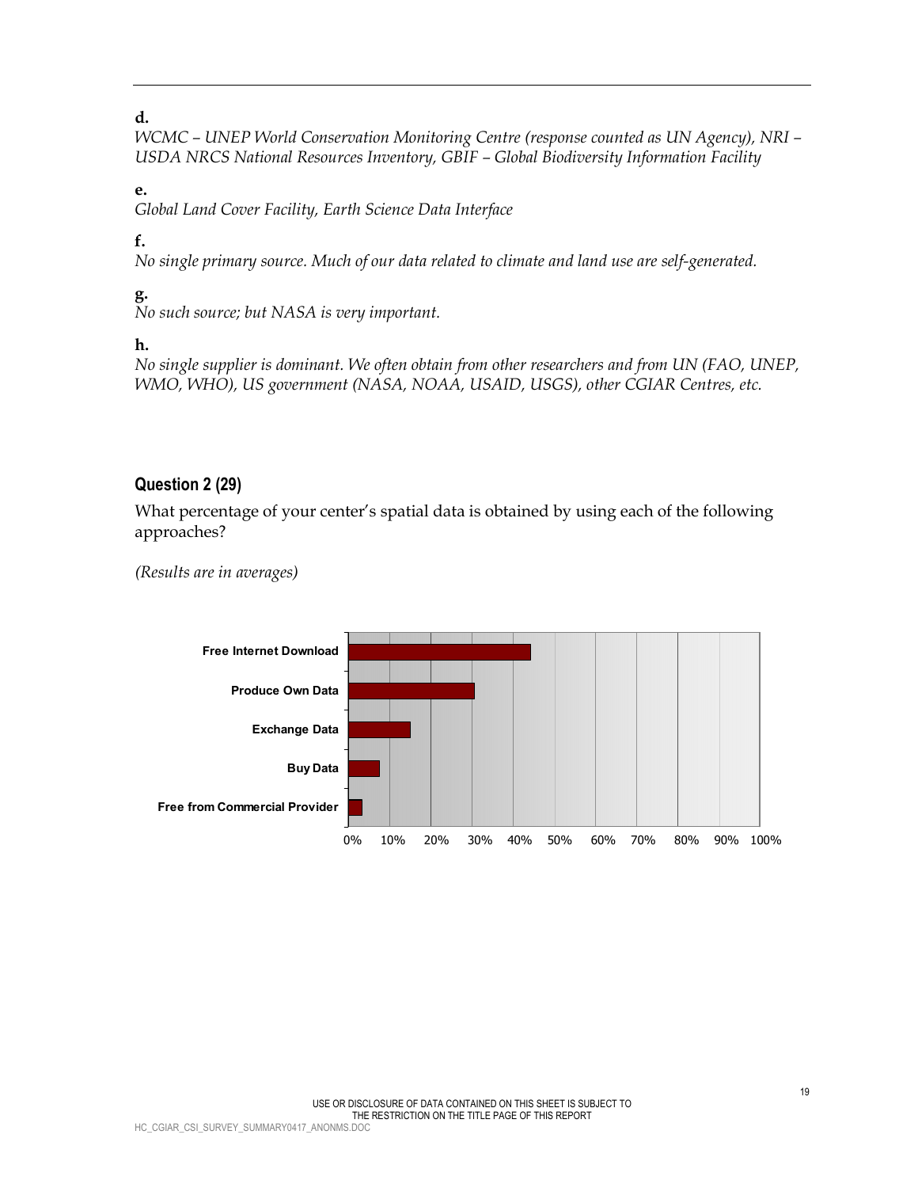**d.**

*WCMC – UNEP World Conservation Monitoring Centre (response counted as UN Agency), NRI – USDA NRCS National Resources Inventory, GBIF – Global Biodiversity Information Facility*

**e.**

*Global Land Cover Facility, Earth Science Data Interface*

**f.**

*No single primary source. Much of our data related to climate and land use are self-generated.*

**g.**

*No such source; but NASA is very important.*

**h.**

*No single supplier is dominant. We often obtain from other researchers and from UN (FAO, UNEP, WMO, WHO), US government (NASA, NOAA, USAID, USGS), other CGIAR Centres, etc.*

### Question 2 (29)

What percentage of your center's spatial data is obtained by using each of the following approaches?

*(Results are in averages)*

Free Internet Download

Produce Own Data

Exchange Data

Buy Data

Free from Commercial Provider

0% 10% 20% 30% 40% 50% 60% 70% 80% 90% 100%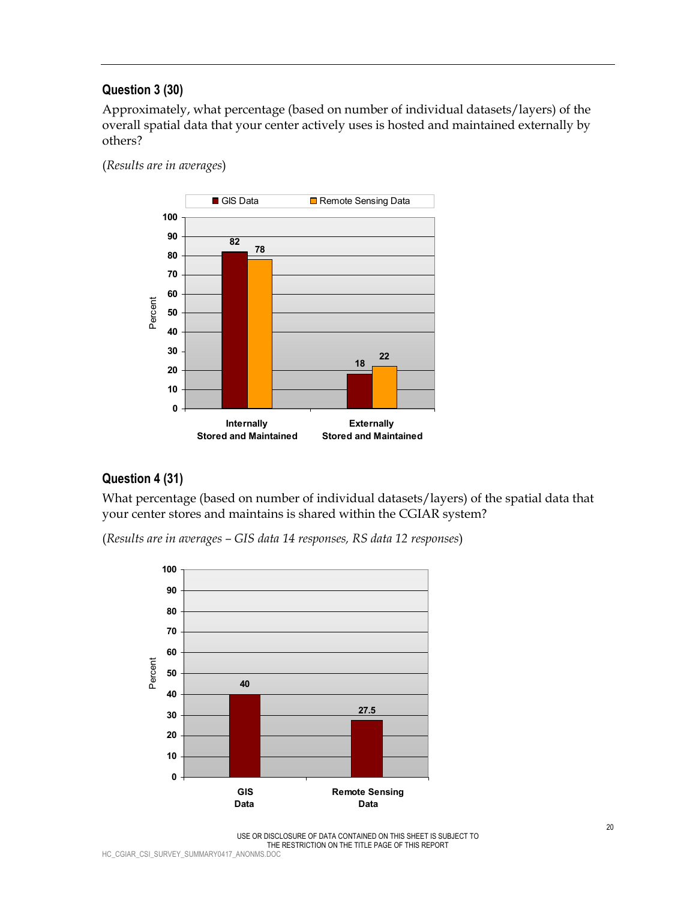### Question 3 (30)

Approximately, what percentage (based on number of individual datasets/layers) of the overall spatial data that your center actively uses is hosted and maintained externally by others?

(*Results are in averages*)

| | GIS Data | Remote Sensing Data |
|---|---|---|
| Internally Stored and Maintained | 82 | 78 |
| Externally Stored and Maintained | 18 | 22 |

### Question 4 (31)

What percentage (based on number of individual datasets/layers) of the spatial data that your center stores and maintains is shared within the CGIAR system?

(*Results are in averages – GIS data 14 responses, RS data 12 responses*)

| | Percent |
|---|---|
| GIS Data | 40 |
| Remote Sensing Data | 27.5 |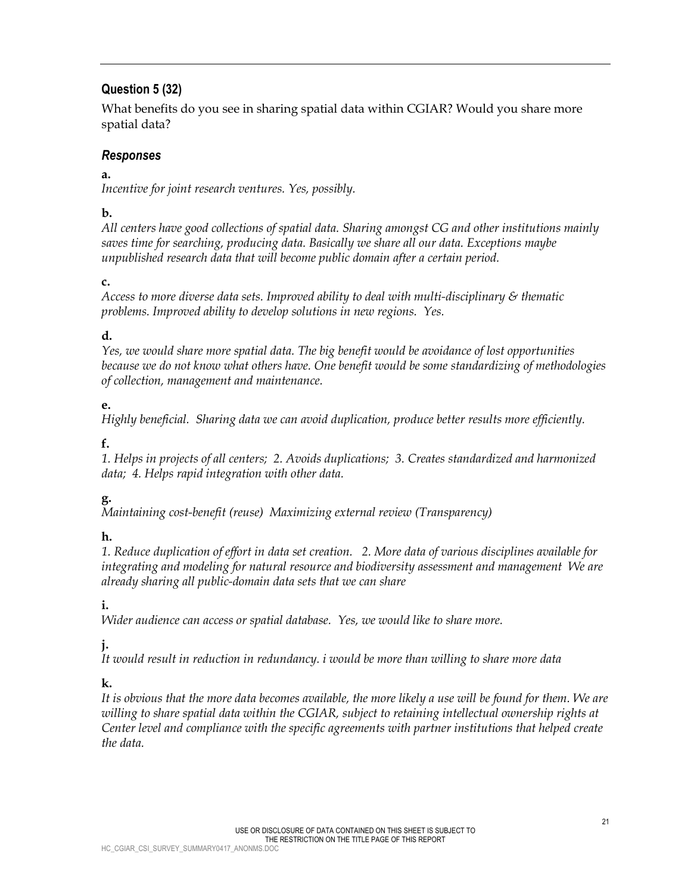## Question 5 (32)

What benefits do you see in sharing spatial data within CGIAR? Would you share more spatial data?

### *Responses*

**a.**

*Incentive for joint research ventures. Yes, possibly.*

**b.**

*All centers have good collections of spatial data. Sharing amongst CG and other institutions mainly saves time for searching, producing data. Basically we share all our data. Exceptions maybe unpublished research data that will become public domain after a certain period.*

**c.**

*Access to more diverse data sets. Improved ability to deal with multi-disciplinary & thematic problems. Improved ability to develop solutions in new regions. Yes.*

**d.**

*Yes, we would share more spatial data. The big benefit would be avoidance of lost opportunities because we do not know what others have. One benefit would be some standardizing of methodologies of collection, management and maintenance.*

**e.**

*Highly beneficial. Sharing data we can avoid duplication, produce better results more efficiently.*

**f.**

*1. Helps in projects of all centers; 2. Avoids duplications; 3. Creates standardized and harmonized data; 4. Helps rapid integration with other data.*

**g.**

*Maintaining cost-benefit (reuse) Maximizing external review (Transparency)*

**h.**

*1. Reduce duplication of effort in data set creation. 2. More data of various disciplines available for integrating and modeling for natural resource and biodiversity assessment and management We are already sharing all public-domain data sets that we can share*

**i.**

*Wider audience can access or spatial database. Yes, we would like to share more.*

**j.**

*It would result in reduction in redundancy. i would be more than willing to share more data*

**k.**

*It is obvious that the more data becomes available, the more likely a use will be found for them. We are willing to share spatial data within the CGIAR, subject to retaining intellectual ownership rights at Center level and compliance with the specific agreements with partner institutions that helped create the data.*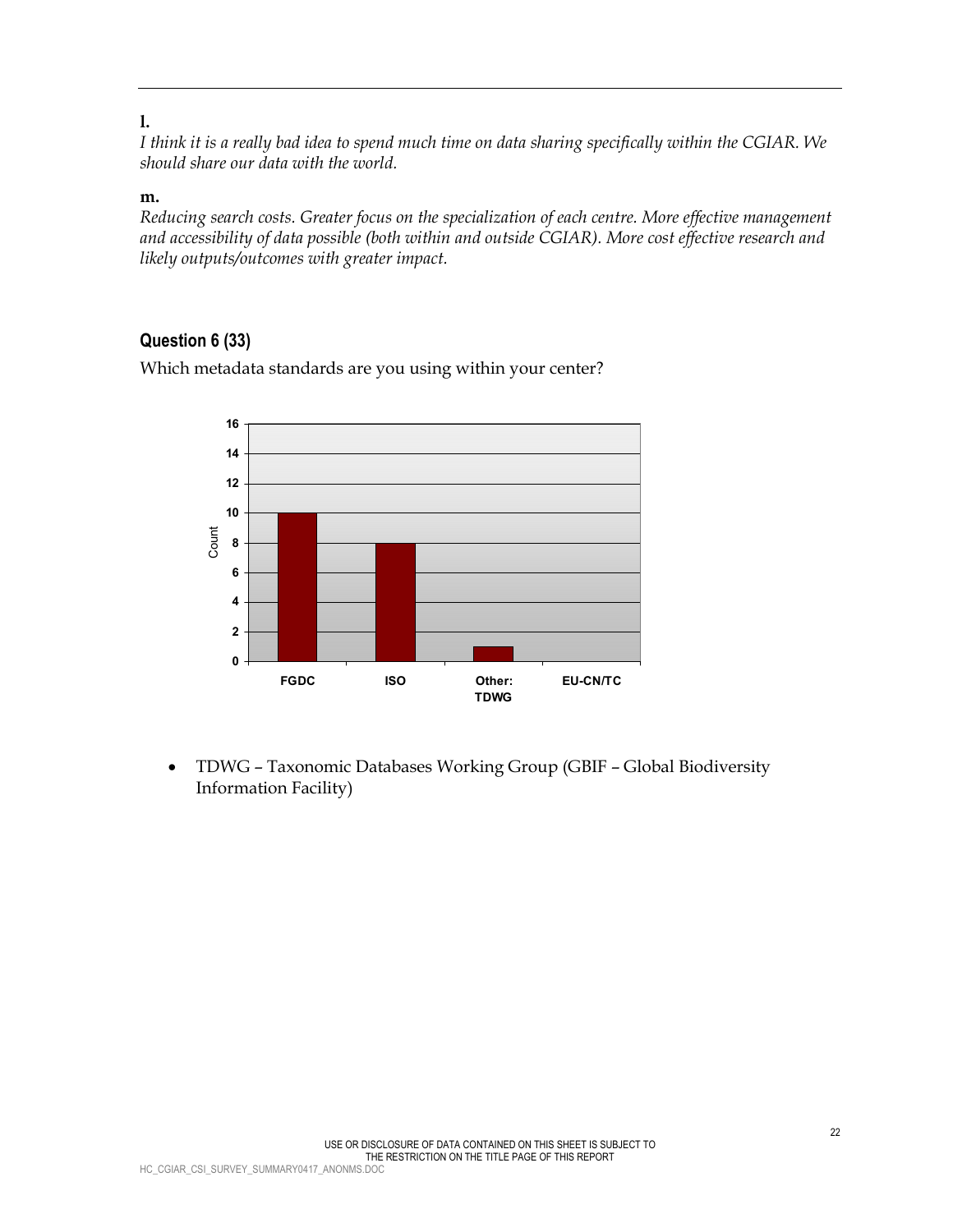**l.**

*I think it is a really bad idea to spend much time on data sharing specifically within the CGIAR. We should share our data with the world.*

**m.**

*Reducing search costs. Greater focus on the specialization of each centre. More effective management and accessibility of data possible (both within and outside CGIAR). More cost effective research and likely outputs/outcomes with greater impact.*

## Question 6 (33)

Which metadata standards are you using within your center?

| Standard | Count |
|---|---|
| FGDC | 10 |
| ISO | 8 |
| Other: TDWG | 1 |
| EU-CN/TC | 0 |

- TDWG – Taxonomic Databases Working Group (GBIF – Global Biodiversity Information Facility)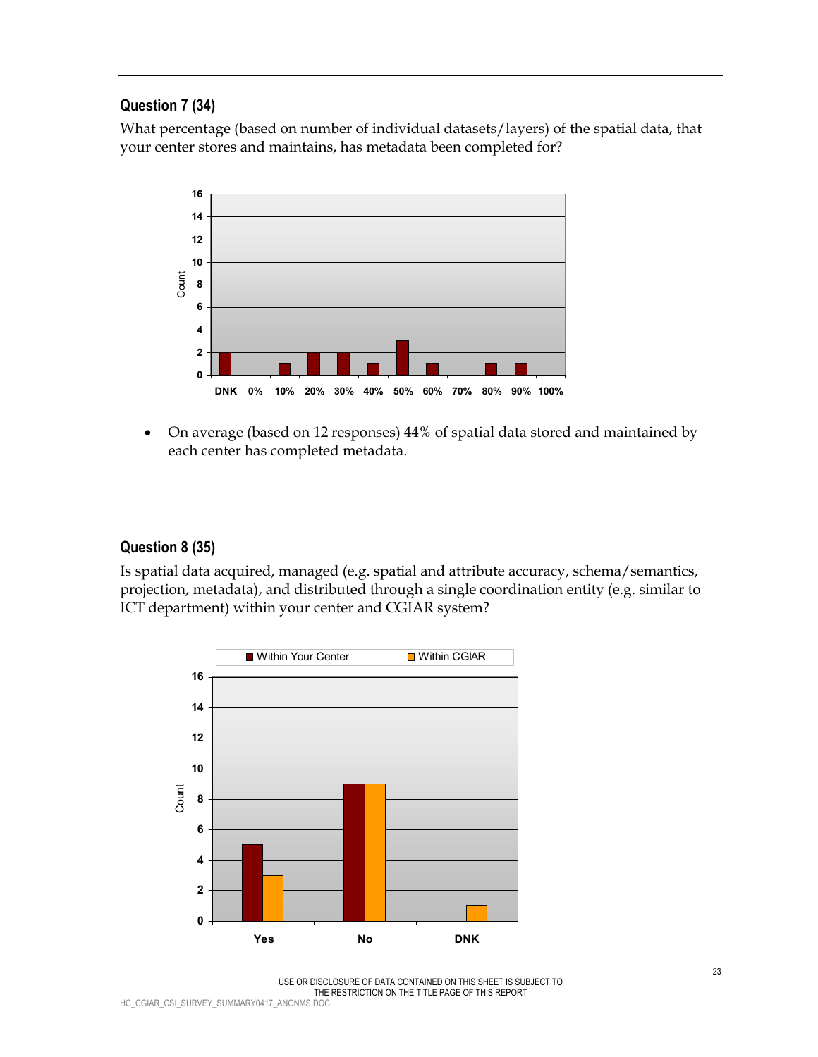### Question 7 (34)

What percentage (based on number of individual datasets/layers) of the spatial data, that your center stores and maintains, has metadata been completed for?

- On average (based on 12 responses) 44% of spatial data stored and maintained by each center has completed metadata.

### Question 8 (35)

Is spatial data acquired, managed (e.g. spatial and attribute accuracy, schema/semantics, projection, metadata), and distributed through a single coordination entity (e.g. similar to ICT department) within your center and CGIAR system?

USE OR DISCLOSURE OF DATA CONTAINED ON THIS SHEET IS SUBJECT TO THE RESTRICTION ON THE TITLE PAGE OF THIS REPORT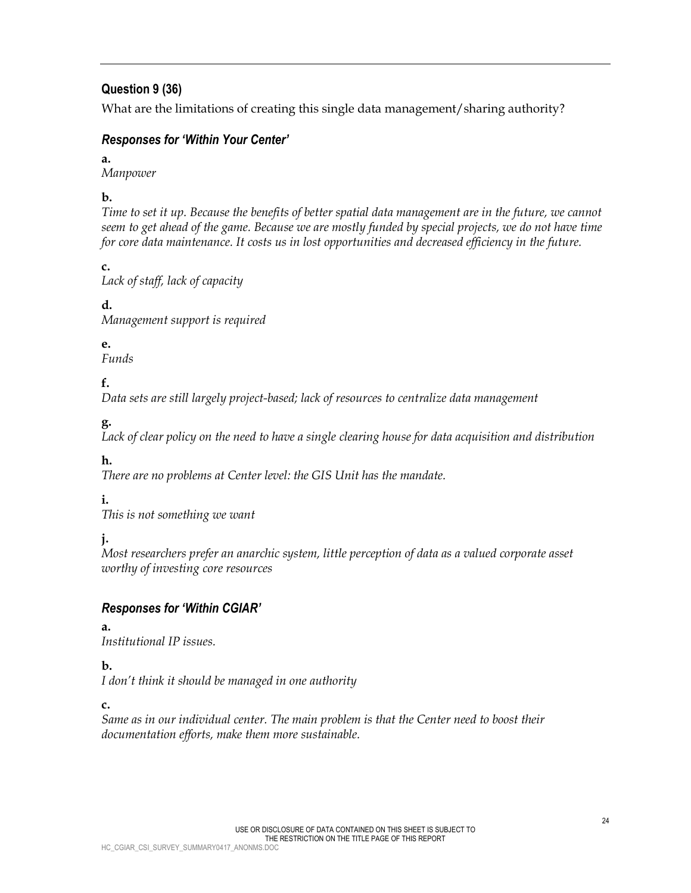## Question 9 (36)

What are the limitations of creating this single data management/sharing authority?

### *Responses for 'Within Your Center'*

**a.**
*Manpower*

**b.**
*Time to set it up. Because the benefits of better spatial data management are in the future, we cannot seem to get ahead of the game. Because we are mostly funded by special projects, we do not have time for core data maintenance. It costs us in lost opportunities and decreased efficiency in the future.*

**c.**
*Lack of staff, lack of capacity*

**d.**
*Management support is required*

**e.**
*Funds*

**f.**
*Data sets are still largely project-based; lack of resources to centralize data management*

**g.**
*Lack of clear policy on the need to have a single clearing house for data acquisition and distribution*

**h.**
*There are no problems at Center level: the GIS Unit has the mandate.*

**i.**
*This is not something we want*

**j.**
*Most researchers prefer an anarchic system, little perception of data as a valued corporate asset worthy of investing core resources*

### *Responses for 'Within CGIAR'*

**a.**
*Institutional IP issues.*

**b.**
*I don't think it should be managed in one authority*

**c.**
*Same as in our individual center. The main problem is that the Center need to boost their documentation efforts, make them more sustainable.*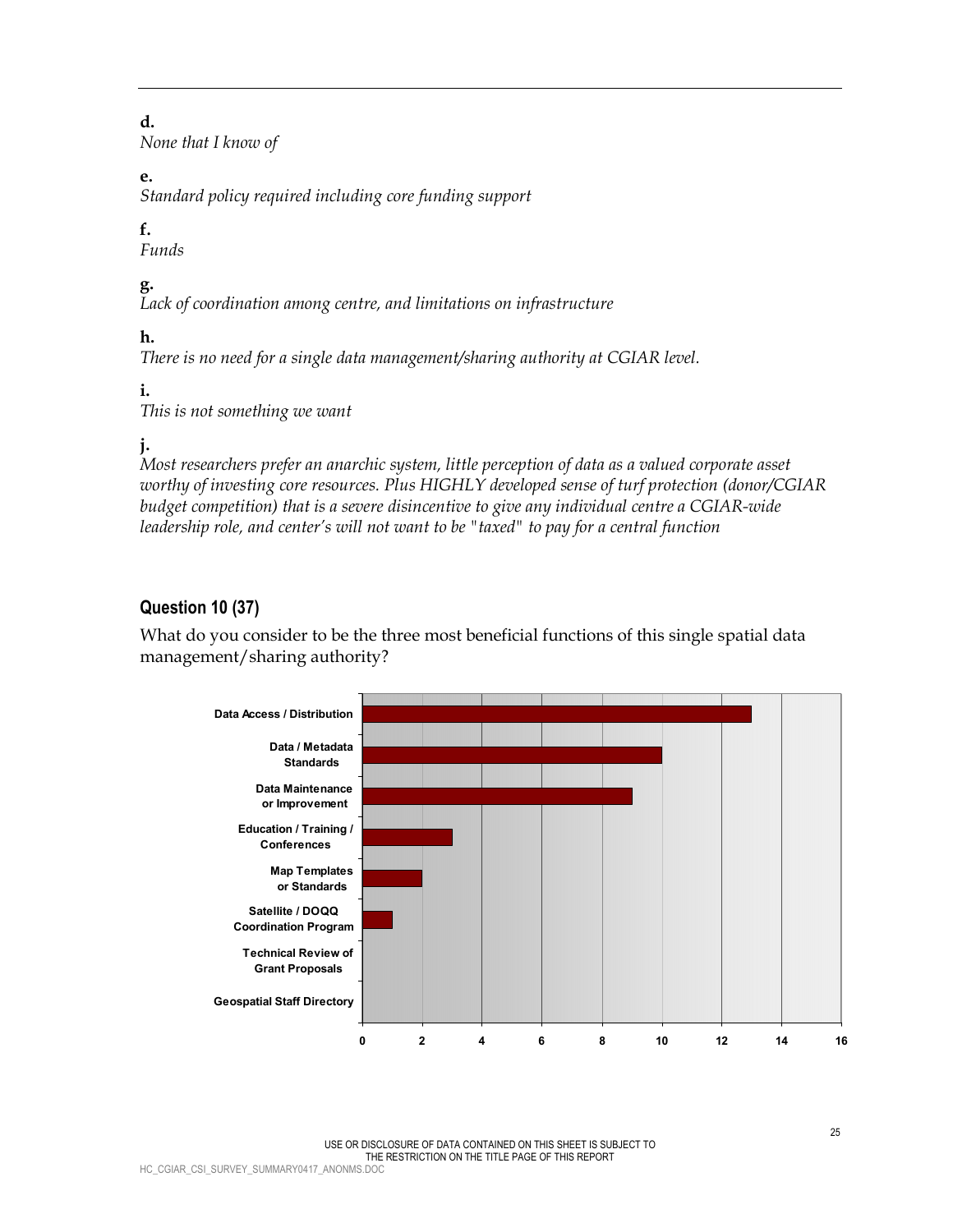**d.**
*None that I know of*

**e.**
*Standard policy required including core funding support*

**f.**
*Funds*

**g.**
*Lack of coordination among centre, and limitations on infrastructure*

**h.**
*There is no need for a single data management/sharing authority at CGIAR level.*

**i.**
*This is not something we want*

**j.**
*Most researchers prefer an anarchic system, little perception of data as a valued corporate asset worthy of investing core resources. Plus HIGHLY developed sense of turf protection (donor/CGIAR budget competition) that is a severe disincentive to give any individual centre a CGIAR-wide leadership role, and center's will not want to be "taxed" to pay for a central function*

### Question 10 (37)

What do you consider to be the three most beneficial functions of this single spatial data management/sharing authority?

| Function | Responses |
| --- | --- |
| Data Access / Distribution | 13 |
| Data / Metadata Standards | 10 |
| Data Maintenance or Improvement | 9 |
| Education / Training / Conferences | 3 |
| Map Templates or Standards | 2 |
| Satellite / DOQQ Coordination Program | 1 |
| Technical Review of Grant Proposals | 0 |
| Geospatial Staff Directory | 0 |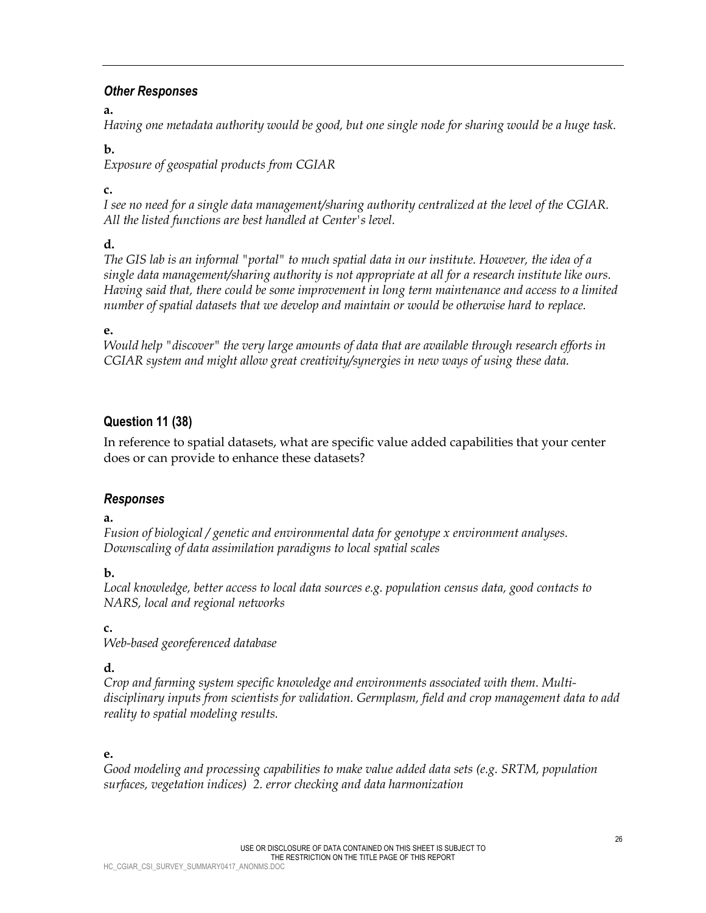### *Other Responses*

**a.**
*Having one metadata authority would be good, but one single node for sharing would be a huge task.*

**b.**
*Exposure of geospatial products from CGIAR*

**c.**
*I see no need for a single data management/sharing authority centralized at the level of the CGIAR. All the listed functions are best handled at Center's level.*

**d.**
*The GIS lab is an informal "portal" to much spatial data in our institute. However, the idea of a single data management/sharing authority is not appropriate at all for a research institute like ours. Having said that, there could be some improvement in long term maintenance and access to a limited number of spatial datasets that we develop and maintain or would be otherwise hard to replace.*

**e.**
*Would help "discover" the very large amounts of data that are available through research efforts in CGIAR system and might allow great creativity/synergies in new ways of using these data.*

## Question 11 (38)

In reference to spatial datasets, what are specific value added capabilities that your center does or can provide to enhance these datasets?

### *Responses*

**a.**
*Fusion of biological / genetic and environmental data for genotype x environment analyses. Downscaling of data assimilation paradigms to local spatial scales*

**b.**
*Local knowledge, better access to local data sources e.g. population census data, good contacts to NARS, local and regional networks*

**c.**
*Web-based georeferenced database*

**d.**
*Crop and farming system specific knowledge and environments associated with them. Multi-disciplinary inputs from scientists for validation. Germplasm, field and crop management data to add reality to spatial modeling results.*

**e.**
*Good modeling and processing capabilities to make value added data sets (e.g. SRTM, population surfaces, vegetation indices) 2. error checking and data harmonization*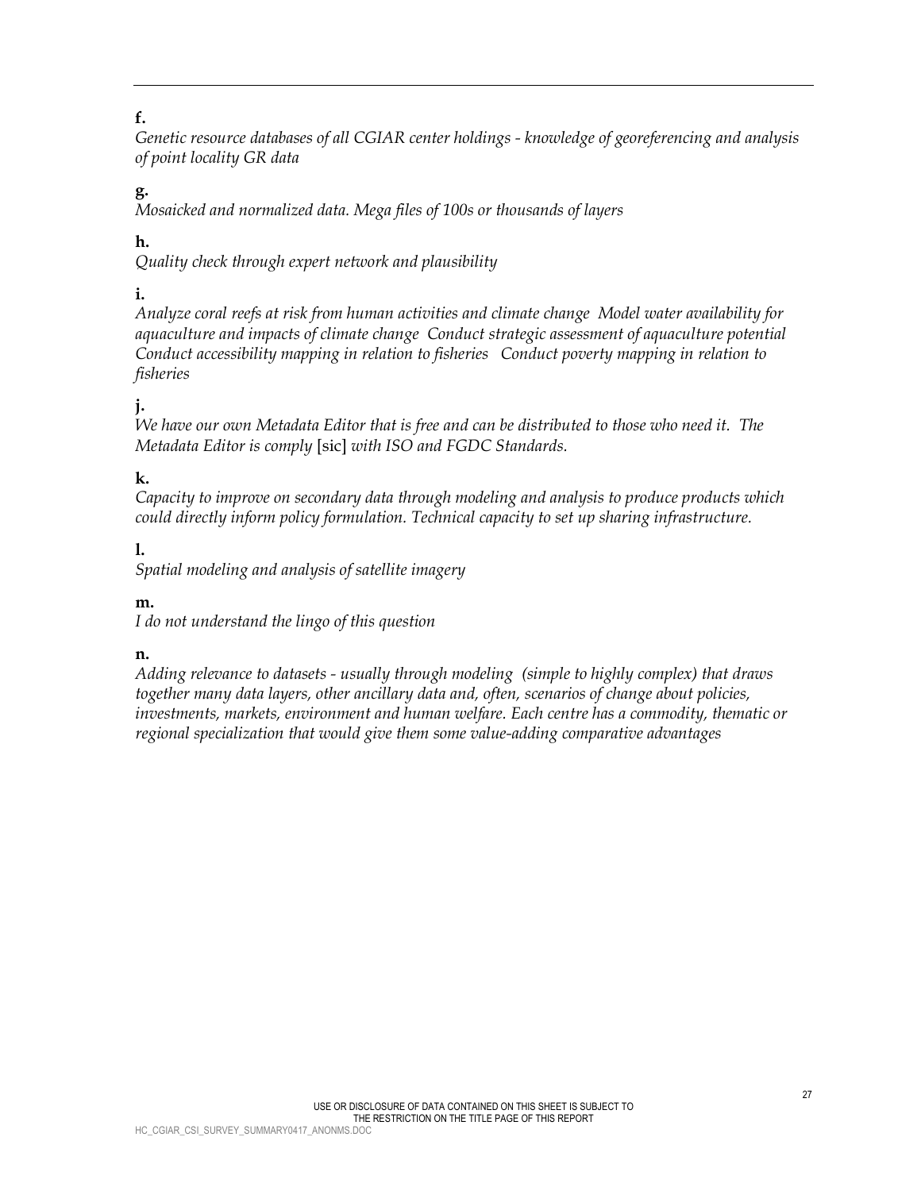**f.**

*Genetic resource databases of all CGIAR center holdings - knowledge of georeferencing and analysis of point locality GR data*

**g.**

*Mosaicked and normalized data. Mega files of 100s or thousands of layers*

**h.**

*Quality check through expert network and plausibility*

**i.**

*Analyze coral reefs at risk from human activities and climate change Model water availability for aquaculture and impacts of climate change Conduct strategic assessment of aquaculture potential Conduct accessibility mapping in relation to fisheries Conduct poverty mapping in relation to fisheries*

**j.**

*We have our own Metadata Editor that is free and can be distributed to those who need it. The Metadata Editor is comply* [sic] *with ISO and FGDC Standards.*

**k.**

*Capacity to improve on secondary data through modeling and analysis to produce products which could directly inform policy formulation. Technical capacity to set up sharing infrastructure.*

**l.**

*Spatial modeling and analysis of satellite imagery*

**m.**

*I do not understand the lingo of this question*

**n.**

*Adding relevance to datasets - usually through modeling (simple to highly complex) that draws together many data layers, other ancillary data and, often, scenarios of change about policies, investments, markets, environment and human welfare. Each centre has a commodity, thematic or regional specialization that would give them some value-adding comparative advantages*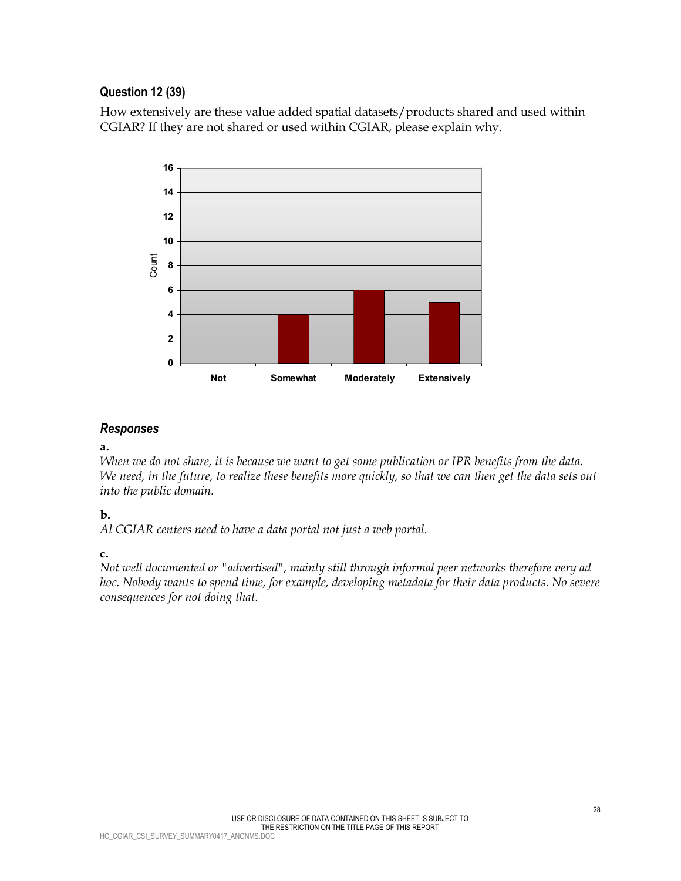### Question 12 (39)

How extensively are these value added spatial datasets/products shared and used within CGIAR? If they are not shared or used within CGIAR, please explain why.

| | Not | Somewhat | Moderately | Extensively |
|---|---|---|---|---|
| Count | 0 | 4 | 6 | 5 |

### *Responses*

**a.**

*When we do not share, it is because we want to get some publication or IPR benefits from the data. We need, in the future, to realize these benefits more quickly, so that we can then get the data sets out into the public domain.*

**b.**

*Al CGIAR centers need to have a data portal not just a web portal.*

**c.**

*Not well documented or "advertised", mainly still through informal peer networks therefore very ad hoc. Nobody wants to spend time, for example, developing metadata for their data products. No severe consequences for not doing that.*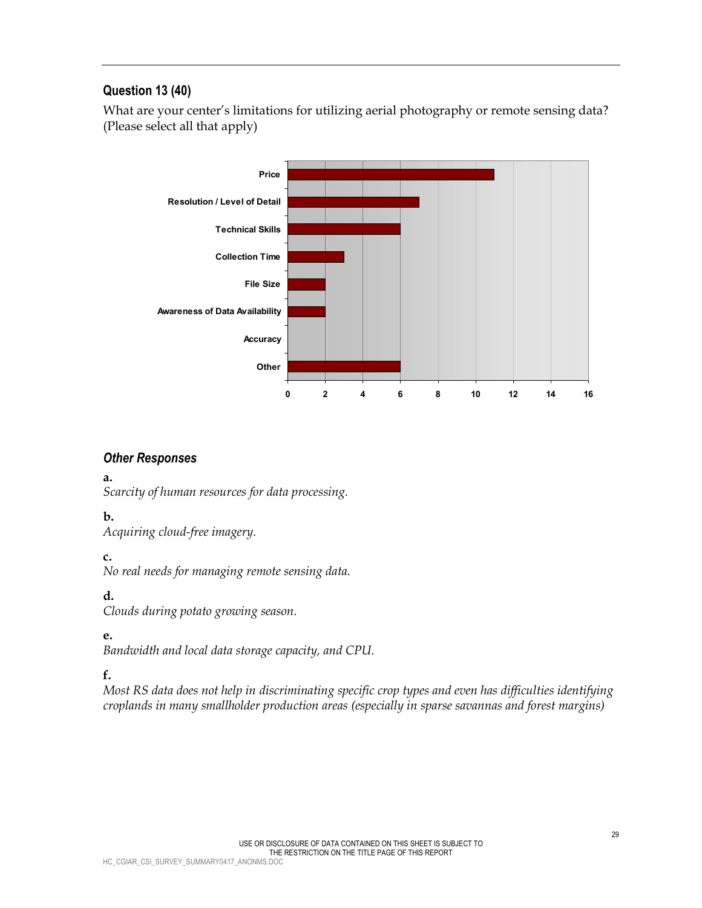### Question 13 (40)

What are your center's limitations for utilizing aerial photography or remote sensing data? (Please select all that apply)

| Limitation | Responses |
| --- | --- |
| Price | 11 |
| Resolution / Level of Detail | 7 |
| Technical Skills | 6 |
| Collection Time | 3 |
| File Size | 2 |
| Awareness of Data Availability | 2 |
| Accuracy | 0 |
| Other | 6 |

### *Other Responses*

**a.**
*Scarcity of human resources for data processing.*

**b.**
*Acquiring cloud-free imagery.*

**c.**
*No real needs for managing remote sensing data.*

**d.**
*Clouds during potato growing season.*

**e.**
*Bandwidth and local data storage capacity, and CPU.*

**f.**
*Most RS data does not help in discriminating specific crop types and even has difficulties identifying croplands in many smallholder production areas (especially in sparse savannas and forest margins)*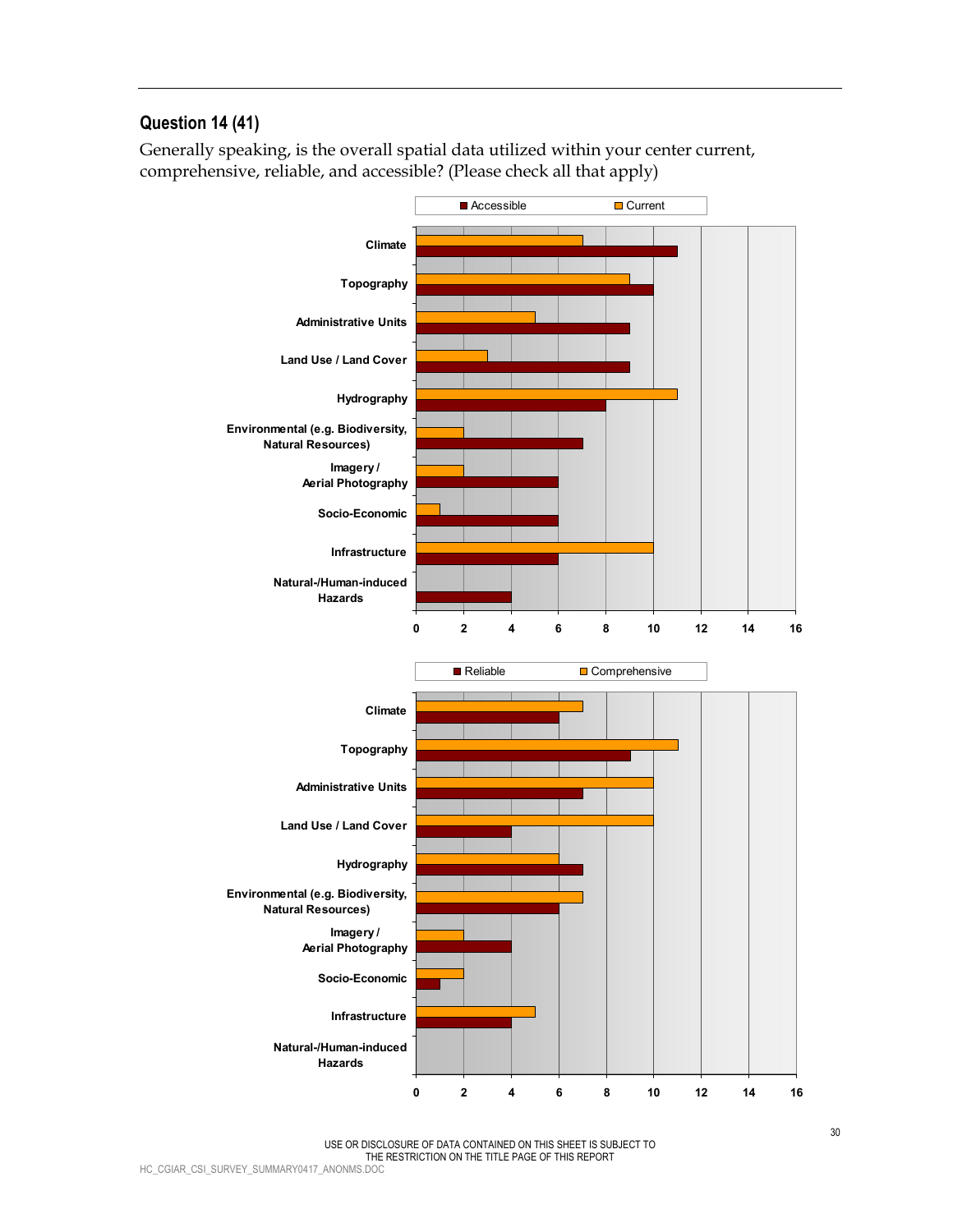## Question 14 (41)

Generally speaking, is the overall spatial data utilized within your center current, comprehensive, reliable, and accessible? (Please check all that apply)

| | Accessible | Current |
|---|---|---|
| Climate | 11 | 7 |
| Topography | 10 | 9 |
| Administrative Units | 9 | 5 |
| Land Use / Land Cover | 9 | 3 |
| Hydrography | 8 | 11 |
| Environmental (e.g. Biodiversity, Natural Resources) | 7 | 2 |
| Imagery / Aerial Photography | 6 | 2 |
| Socio-Economic | 6 | 1 |
| Infrastructure | 6 | 10 |
| Natural-/Human-induced Hazards | 4 | 0 |

| | Reliable | Comprehensive |
|---|---|---|
| Climate | 6 | 7 |
| Topography | 9 | 11 |
| Administrative Units | 7 | 10 |
| Land Use / Land Cover | 4 | 10 |
| Hydrography | 7 | 6 |
| Environmental (e.g. Biodiversity, Natural Resources) | 6 | 7 |
| Imagery / Aerial Photography | 4 | 2 |
| Socio-Economic | 1 | 2 |
| Infrastructure | 4 | 5 |
| Natural-/Human-induced Hazards | 0 | 0 |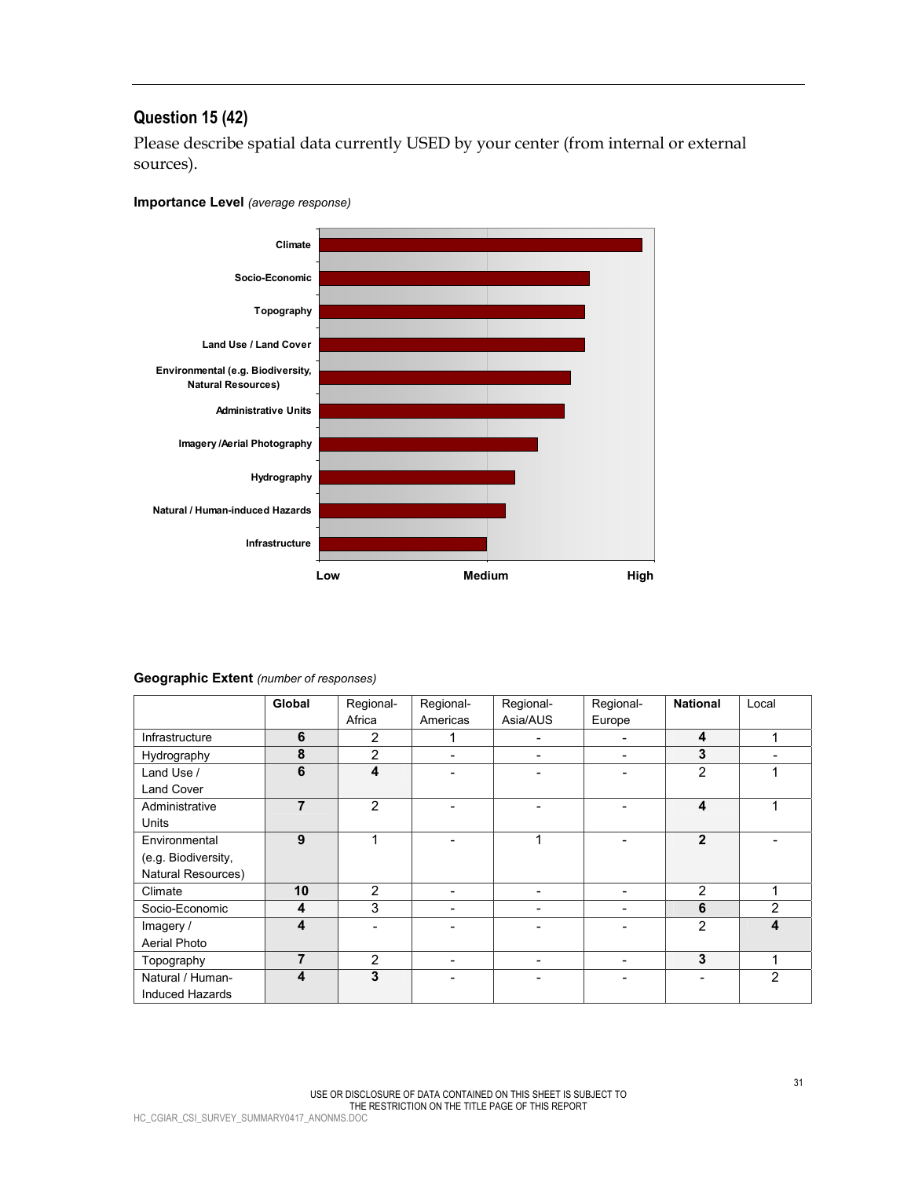## Question 15 (42)

Please describe spatial data currently USED by your center (from internal or external sources).

**Importance Level** *(average response)*

**Geographic Extent** *(number of responses)*

| | **Global** | Regional-Africa | Regional-Americas | Regional-Asia/AUS | Regional-Europe | **National** | Local |
|---|---|---|---|---|---|---|---|
| Infrastructure | **6** | 2 | 1 | - | - | **4** | 1 |
| Hydrography | **8** | 2 | - | - | - | **3** | - |
| Land Use / Land Cover | **6** | **4** | - | - | - | 2 | 1 |
| Administrative Units | **7** | 2 | - | - | - | **4** | 1 |
| Environmental (e.g. Biodiversity, Natural Resources) | **9** | 1 | - | 1 | - | **2** | - |
| Climate | **10** | 2 | - | - | - | 2 | 1 |
| Socio-Economic | **4** | 3 | - | - | - | **6** | 2 |
| Imagery / Aerial Photo | **4** | - | - | - | - | 2 | **4** |
| Topography | **7** | 2 | - | - | - | **3** | 1 |
| Natural / Human-Induced Hazards | **4** | **3** | - | - | - | - | 2 |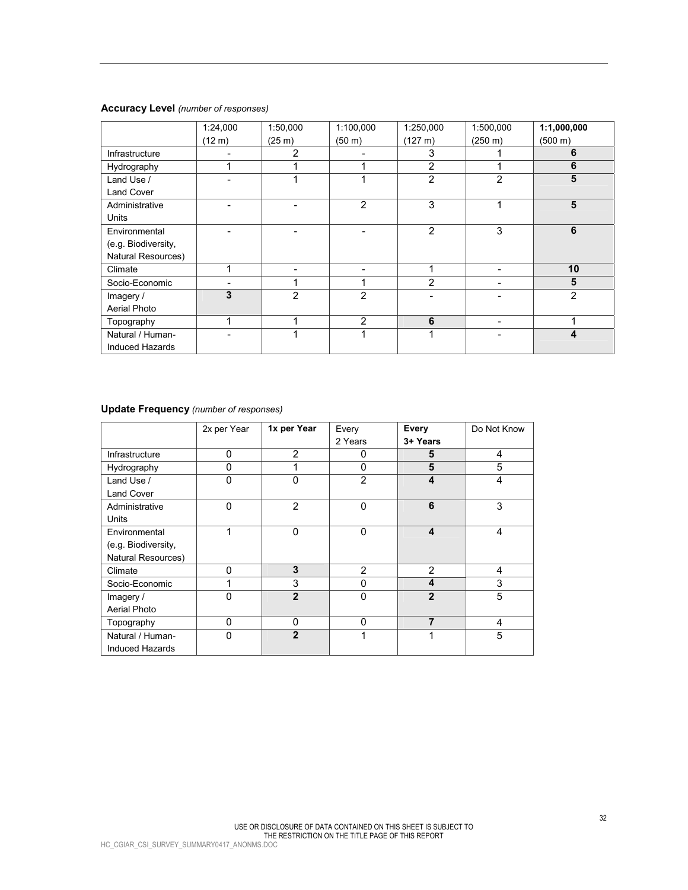**Accuracy Level** *(number of responses)*

| | 1:24,000 (12 m) | 1:50,000 (25 m) | 1:100,000 (50 m) | 1:250,000 (127 m) | 1:500,000 (250 m) | **1:1,000,000 (500 m)** |
|---|---|---|---|---|---|---|
| Infrastructure | - | 2 | - | 3 | 1 | **6** |
| Hydrography | 1 | 1 | 1 | 2 | 1 | **6** |
| Land Use / Land Cover | - | 1 | 1 | 2 | 2 | **5** |
| Administrative Units | - | - | 2 | 3 | 1 | **5** |
| Environmental (e.g. Biodiversity, Natural Resources) | - | - | - | 2 | 3 | **6** |
| Climate | 1 | - | - | 1 | - | **10** |
| Socio-Economic | - | 1 | 1 | 2 | - | **5** |
| Imagery / Aerial Photo | **3** | 2 | 2 | - | - | 2 |
| Topography | 1 | 1 | 2 | **6** | - | 1 |
| Natural / Human-Induced Hazards | - | 1 | 1 | 1 | - | **4** |

**Update Frequency** *(number of responses)*

| | 2x per Year | **1x per Year** | Every 2 Years | **Every 3+ Years** | Do Not Know |
|---|---|---|---|---|---|
| Infrastructure | 0 | 2 | 0 | **5** | 4 |
| Hydrography | 0 | 1 | 0 | **5** | 5 |
| Land Use / Land Cover | 0 | 0 | 2 | **4** | 4 |
| Administrative Units | 0 | 2 | 0 | **6** | 3 |
| Environmental (e.g. Biodiversity, Natural Resources) | 1 | 0 | 0 | **4** | 4 |
| Climate | 0 | **3** | 2 | 2 | 4 |
| Socio-Economic | 1 | 3 | 0 | **4** | 3 |
| Imagery / Aerial Photo | 0 | **2** | 0 | **2** | 5 |
| Topography | 0 | 0 | 0 | **7** | 4 |
| Natural / Human-Induced Hazards | 0 | **2** | 1 | 1 | 5 |

USE OR DISCLOSURE OF DATA CONTAINED ON THIS SHEET IS SUBJECT TO THE RESTRICTION ON THE TITLE PAGE OF THIS REPORT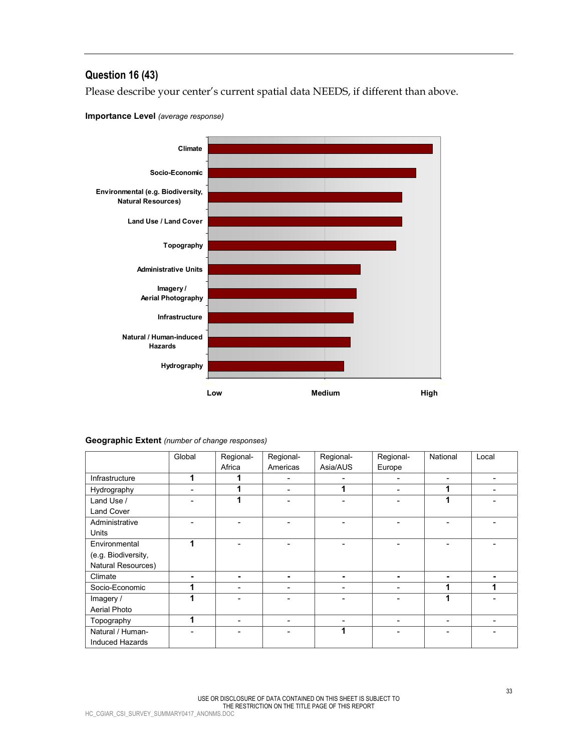## Question 16 (43)

Please describe your center's current spatial data NEEDS, if different than above.

**Importance Level** *(average response)*

Climate
Socio-Economic
Environmental (e.g. Biodiversity, Natural Resources)
Land Use / Land Cover
Topography
Administrative Units
Imagery / Aerial Photography
Infrastructure
Natural / Human-induced Hazards
Hydrography

Low Medium High

**Geographic Extent** *(number of change responses)*

| | Global | Regional-Africa | Regional-Americas | Regional-Asia/AUS | Regional-Europe | National | Local |
|---|---|---|---|---|---|---|---|
| Infrastructure | 1 | 1 | - | - | - | - | - |
| Hydrography | - | 1 | - | 1 | - | 1 | - |
| Land Use / Land Cover | - | 1 | - | - | - | 1 | - |
| Administrative Units | - | - | - | - | - | - | - |
| Environmental (e.g. Biodiversity, Natural Resources) | 1 | - | - | - | - | - | - |
| Climate | - | - | - | - | - | - | - |
| Socio-Economic | 1 | - | - | - | - | 1 | 1 |
| Imagery / Aerial Photo | 1 | - | - | - | - | 1 | - |
| Topography | 1 | - | - | - | - | - | - |
| Natural / Human-Induced Hazards | - | - | - | 1 | - | - | - |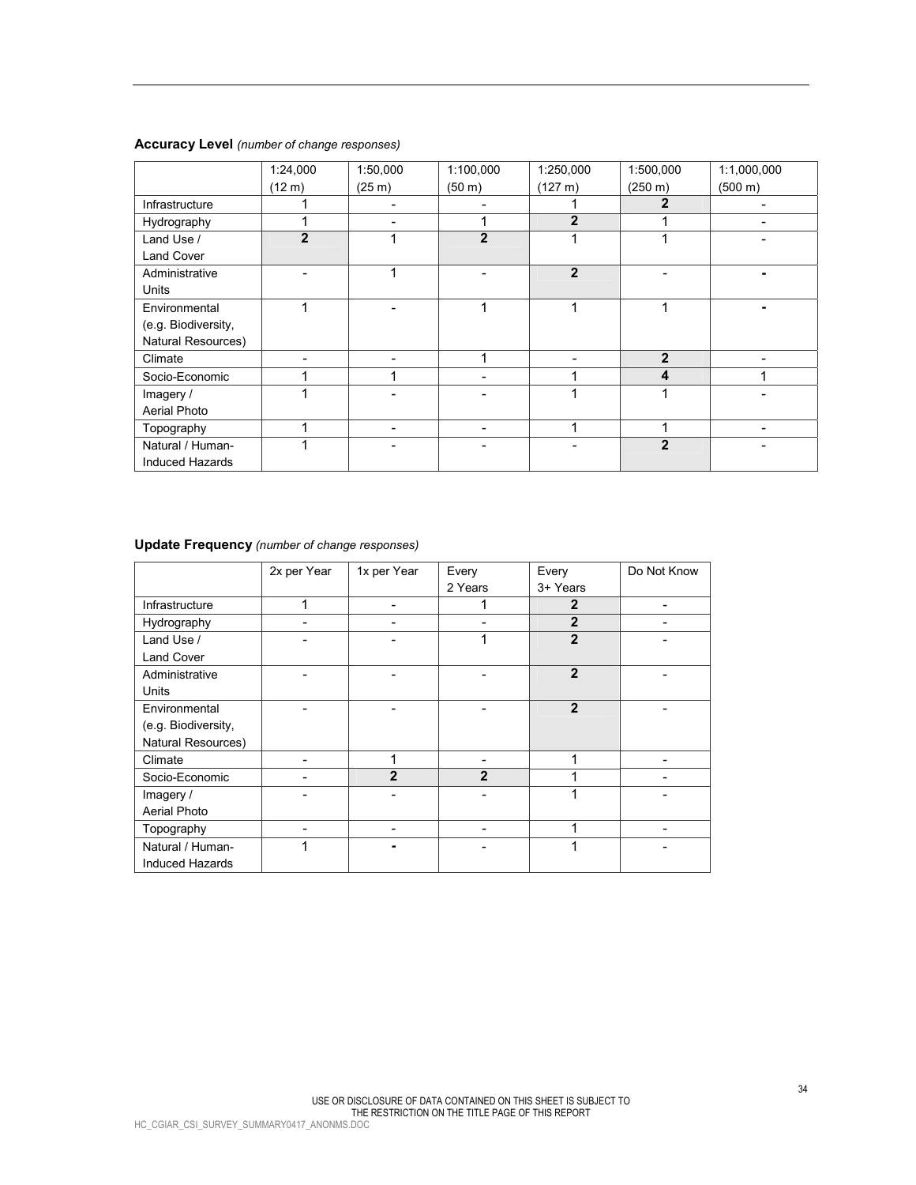**Accuracy Level** *(number of change responses)*

| | 1:24,000 (12 m) | 1:50,000 (25 m) | 1:100,000 (50 m) | 1:250,000 (127 m) | 1:500,000 (250 m) | 1:1,000,000 (500 m) |
|---|---|---|---|---|---|---|
| Infrastructure | 1 | - | - | 1 | **2** | - |
| Hydrography | 1 | - | 1 | **2** | 1 | - |
| Land Use / Land Cover | **2** | 1 | **2** | 1 | 1 | - |
| Administrative Units | - | 1 | - | **2** | - | - |
| Environmental (e.g. Biodiversity, Natural Resources) | 1 | - | 1 | 1 | 1 | - |
| Climate | - | - | 1 | - | **2** | - |
| Socio-Economic | 1 | 1 | - | 1 | **4** | 1 |
| Imagery / Aerial Photo | 1 | - | - | 1 | 1 | - |
| Topography | 1 | - | - | 1 | 1 | - |
| Natural / Human-Induced Hazards | 1 | - | - | - | **2** | - |

**Update Frequency** *(number of change responses)*

| | 2x per Year | 1x per Year | Every 2 Years | Every 3+ Years | Do Not Know |
|---|---|---|---|---|---|
| Infrastructure | 1 | - | 1 | **2** | - |
| Hydrography | - | - | - | **2** | - |
| Land Use / Land Cover | - | - | 1 | **2** | - |
| Administrative Units | - | - | - | **2** | - |
| Environmental (e.g. Biodiversity, Natural Resources) | - | - | - | **2** | - |
| Climate | - | 1 | - | 1 | - |
| Socio-Economic | - | **2** | **2** | 1 | - |
| Imagery / Aerial Photo | - | - | - | 1 | - |
| Topography | - | - | - | 1 | - |
| Natural / Human-Induced Hazards | 1 | - | - | 1 | - |

USE OR DISCLOSURE OF DATA CONTAINED ON THIS SHEET IS SUBJECT TO THE RESTRICTION ON THE TITLE PAGE OF THIS REPORT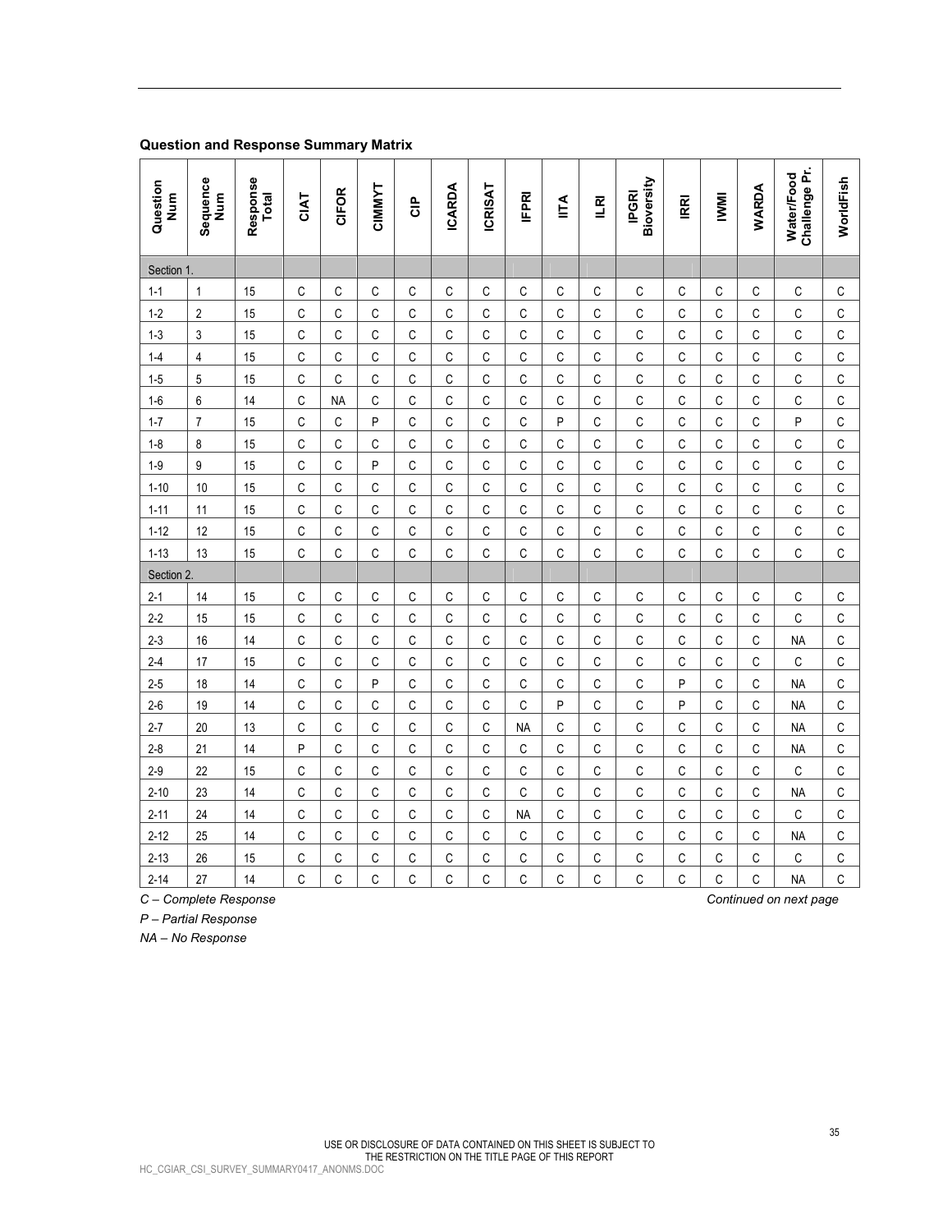**Question and Response Summary Matrix**

| Question Num | Sequence Num | Response Total | CIAT | CIFOR | CIMMYT | CIP | ICARDA | ICRISAT | IFPRI | IITA | ILRI | IPGRI Bioversity | IRRI | IWMI | WARDA | Water/Food Challenge Pr. | WorldFish |
|---|---|---|---|---|---|---|---|---|---|---|---|---|---|---|---|---|---|
| Section 1. | | | | | | | | | | | | | | | | | |
| 1-1 | 1 | 15 | C | C | C | C | C | C | C | C | C | C | C | C | C | C | C |
| 1-2 | 2 | 15 | C | C | C | C | C | C | C | C | C | C | C | C | C | C | C |
| 1-3 | 3 | 15 | C | C | C | C | C | C | C | C | C | C | C | C | C | C | C |
| 1-4 | 4 | 15 | C | C | C | C | C | C | C | C | C | C | C | C | C | C | C |
| 1-5 | 5 | 15 | C | C | C | C | C | C | C | C | C | C | C | C | C | C | C |
| 1-6 | 6 | 14 | C | NA | C | C | C | C | C | C | C | C | C | C | C | C | C |
| 1-7 | 7 | 15 | C | C | P | C | C | C | C | P | C | C | C | C | C | P | C |
| 1-8 | 8 | 15 | C | C | C | C | C | C | C | C | C | C | C | C | C | C | C |
| 1-9 | 9 | 15 | C | C | P | C | C | C | C | C | C | C | C | C | C | C | C |
| 1-10 | 10 | 15 | C | C | C | C | C | C | C | C | C | C | C | C | C | C | C |
| 1-11 | 11 | 15 | C | C | C | C | C | C | C | C | C | C | C | C | C | C | C |
| 1-12 | 12 | 15 | C | C | C | C | C | C | C | C | C | C | C | C | C | C | C |
| 1-13 | 13 | 15 | C | C | C | C | C | C | C | C | C | C | C | C | C | C | C |
| Section 2. | | | | | | | | | | | | | | | | | |
| 2-1 | 14 | 15 | C | C | C | C | C | C | C | C | C | C | C | C | C | C | C |
| 2-2 | 15 | 15 | C | C | C | C | C | C | C | C | C | C | C | C | C | C | C |
| 2-3 | 16 | 14 | C | C | C | C | C | C | C | C | C | C | C | C | C | NA | C |
| 2-4 | 17 | 15 | C | C | C | C | C | C | C | C | C | C | C | C | C | C | C |
| 2-5 | 18 | 14 | C | C | P | C | C | C | C | C | C | C | P | C | C | NA | C |
| 2-6 | 19 | 14 | C | C | C | C | C | C | C | P | C | C | P | C | C | NA | C |
| 2-7 | 20 | 13 | C | C | C | C | C | C | NA | C | C | C | C | C | C | NA | C |
| 2-8 | 21 | 14 | P | C | C | C | C | C | C | C | C | C | C | C | C | NA | C |
| 2-9 | 22 | 15 | C | C | C | C | C | C | C | C | C | C | C | C | C | C | C |
| 2-10 | 23 | 14 | C | C | C | C | C | C | C | C | C | C | C | C | C | NA | C |
| 2-11 | 24 | 14 | C | C | C | C | C | C | NA | C | C | C | C | C | C | C | C |
| 2-12 | 25 | 14 | C | C | C | C | C | C | C | C | C | C | C | C | C | NA | C |
| 2-13 | 26 | 15 | C | C | C | C | C | C | C | C | C | C | C | C | C | C | C |
| 2-14 | 27 | 14 | C | C | C | C | C | C | C | C | C | C | C | C | C | NA | C |

*C – Complete Response*

*P – Partial Response*

*NA – No Response*

*Continued on next page*

USE OR DISCLOSURE OF DATA CONTAINED ON THIS SHEET IS SUBJECT TO THE RESTRICTION ON THE TITLE PAGE OF THIS REPORT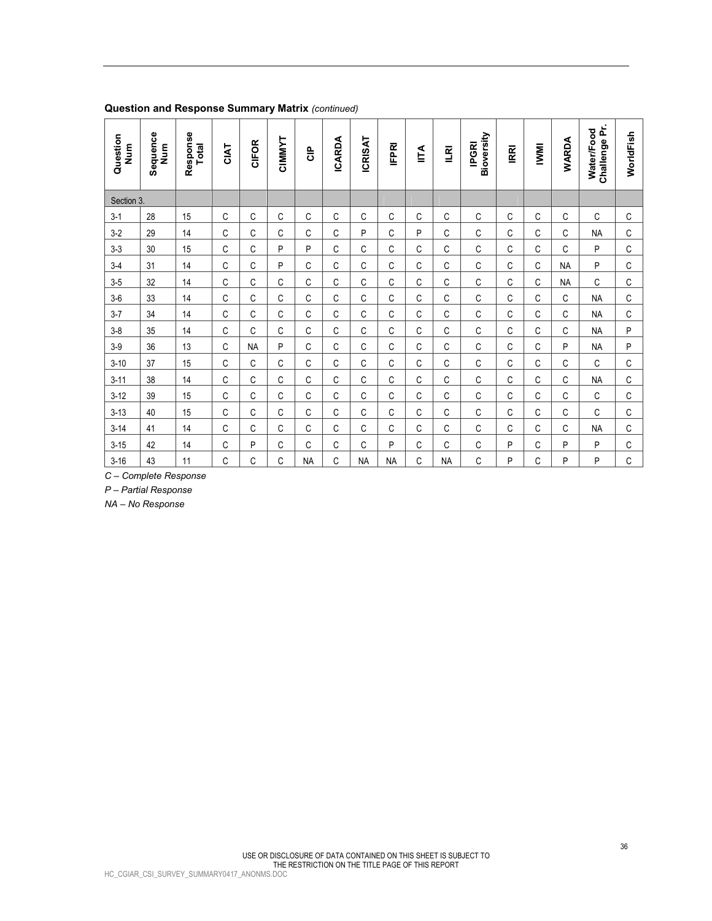**Question and Response Summary Matrix** *(continued)*

| Question Num | Sequence Num | Response Total | CIAT | CIFOR | CIMMYT | CIP | ICARDA | ICRISAT | IFPRI | IITA | ILRI | IPGRI Bioversity | IRRI | IWMI | WARDA | Water/Food Challenge Pr. | WorldFish |
|---|---|---|---|---|---|---|---|---|---|---|---|---|---|---|---|---|---|
| Section 3. | | | | | | | | | | | | | | | | | |
| 3-1 | 28 | 15 | C | C | C | C | C | C | C | C | C | C | C | C | C | C | C |
| 3-2 | 29 | 14 | C | C | C | C | C | P | C | P | C | C | C | C | C | NA | C |
| 3-3 | 30 | 15 | C | C | P | P | C | C | C | C | C | C | C | C | C | P | C |
| 3-4 | 31 | 14 | C | C | P | C | C | C | C | C | C | C | C | C | NA | P | C |
| 3-5 | 32 | 14 | C | C | C | C | C | C | C | C | C | C | C | C | NA | C | C |
| 3-6 | 33 | 14 | C | C | C | C | C | C | C | C | C | C | C | C | C | NA | C |
| 3-7 | 34 | 14 | C | C | C | C | C | C | C | C | C | C | C | C | C | NA | C |
| 3-8 | 35 | 14 | C | C | C | C | C | C | C | C | C | C | C | C | C | NA | P |
| 3-9 | 36 | 13 | C | NA | P | C | C | C | C | C | C | C | C | C | P | NA | P |
| 3-10 | 37 | 15 | C | C | C | C | C | C | C | C | C | C | C | C | C | C | C |
| 3-11 | 38 | 14 | C | C | C | C | C | C | C | C | C | C | C | C | C | NA | C |
| 3-12 | 39 | 15 | C | C | C | C | C | C | C | C | C | C | C | C | C | C | C |
| 3-13 | 40 | 15 | C | C | C | C | C | C | C | C | C | C | C | C | C | C | C |
| 3-14 | 41 | 14 | C | C | C | C | C | C | C | C | C | C | C | C | C | NA | C |
| 3-15 | 42 | 14 | C | P | C | C | C | C | P | C | C | C | P | C | P | P | C |
| 3-16 | 43 | 11 | C | C | C | NA | C | NA | NA | C | NA | C | P | C | P | P | C |

*C – Complete Response*

*P – Partial Response*

*NA – No Response*

USE OR DISCLOSURE OF DATA CONTAINED ON THIS SHEET IS SUBJECT TO THE RESTRICTION ON THE TITLE PAGE OF THIS REPORT